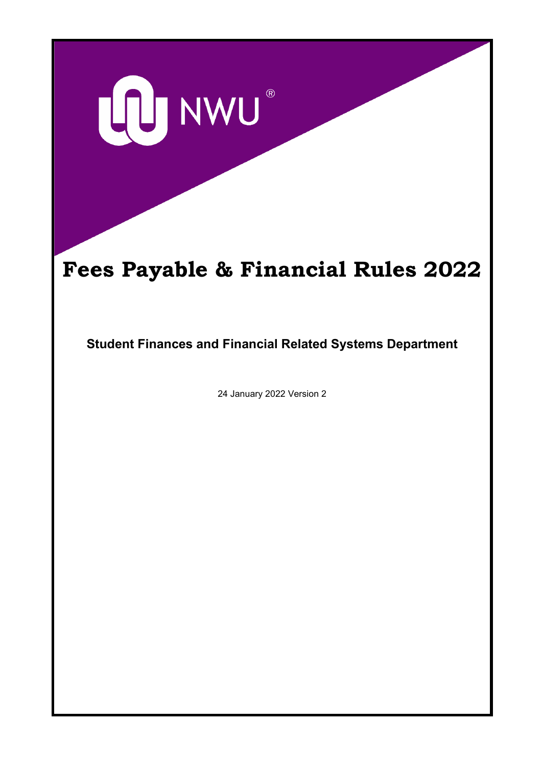NWU®

# Fees Payable & Financial Rules 2022

## Student Finances and Financial Related Systems Department

24 January 2022 Version 2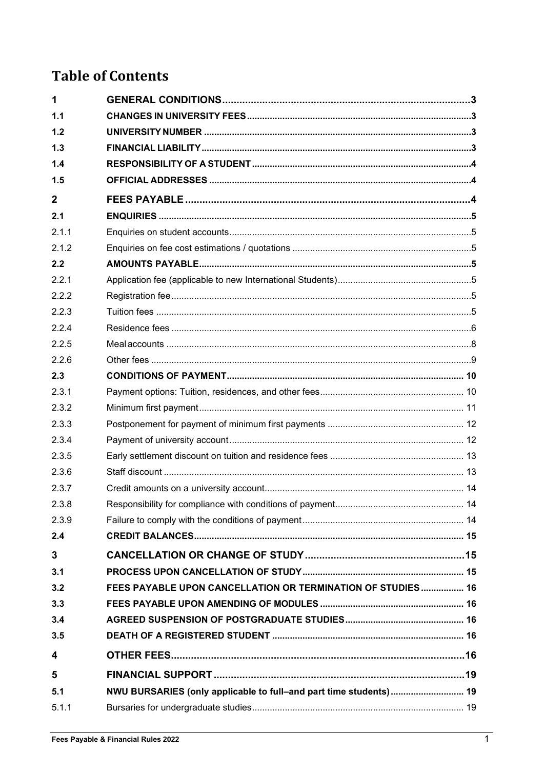# Table of Contents

| | | |
|---|---|---|
| **1** | **GENERAL CONDITIONS** | **3** |
| **1.1** | **CHANGES IN UNIVERSITY FEES** | **3** |
| **1.2** | **UNIVERSITY NUMBER** | **3** |
| **1.3** | **FINANCIAL LIABILITY** | **3** |
| **1.4** | **RESPONSIBILITY OF A STUDENT** | **4** |
| **1.5** | **OFFICIAL ADDRESSES** | **4** |
| **2** | **FEES PAYABLE** | **4** |
| **2.1** | **ENQUIRIES** | **5** |
| 2.1.1 | Enquiries on student accounts | 5 |
| 2.1.2 | Enquiries on fee cost estimations / quotations | 5 |
| **2.2** | **AMOUNTS PAYABLE** | **5** |
| 2.2.1 | Application fee (applicable to new International Students) | 5 |
| 2.2.2 | Registration fee | 5 |
| 2.2.3 | Tuition fees | 5 |
| 2.2.4 | Residence fees | 6 |
| 2.2.5 | Meal accounts | 8 |
| 2.2.6 | Other fees | 9 |
| **2.3** | **CONDITIONS OF PAYMENT** | **10** |
| 2.3.1 | Payment options: Tuition, residences, and other fees | 10 |
| 2.3.2 | Minimum first payment | 11 |
| 2.3.3 | Postponement for payment of minimum first payments | 12 |
| 2.3.4 | Payment of university account | 12 |
| 2.3.5 | Early settlement discount on tuition and residence fees | 13 |
| 2.3.6 | Staff discount | 13 |
| 2.3.7 | Credit amounts on a university account | 14 |
| 2.3.8 | Responsibility for compliance with conditions of payment | 14 |
| 2.3.9 | Failure to comply with the conditions of payment | 14 |
| **2.4** | **CREDIT BALANCES** | **15** |
| **3** | **CANCELLATION OR CHANGE OF STUDY** | **15** |
| **3.1** | **PROCESS UPON CANCELLATION OF STUDY** | **15** |
| **3.2** | **FEES PAYABLE UPON CANCELLATION OR TERMINATION OF STUDIES** | **16** |
| **3.3** | **FEES PAYABLE UPON AMENDING OF MODULES** | **16** |
| **3.4** | **AGREED SUSPENSION OF POSTGRADUATE STUDIES** | **16** |
| **3.5** | **DEATH OF A REGISTERED STUDENT** | **16** |
| **4** | **OTHER FEES** | **16** |
| **5** | **FINANCIAL SUPPORT** | **19** |
| **5.1** | **NWU BURSARIES (only applicable to full–and part time students)** | **19** |
| 5.1.1 | Bursaries for undergraduate studies | 19 |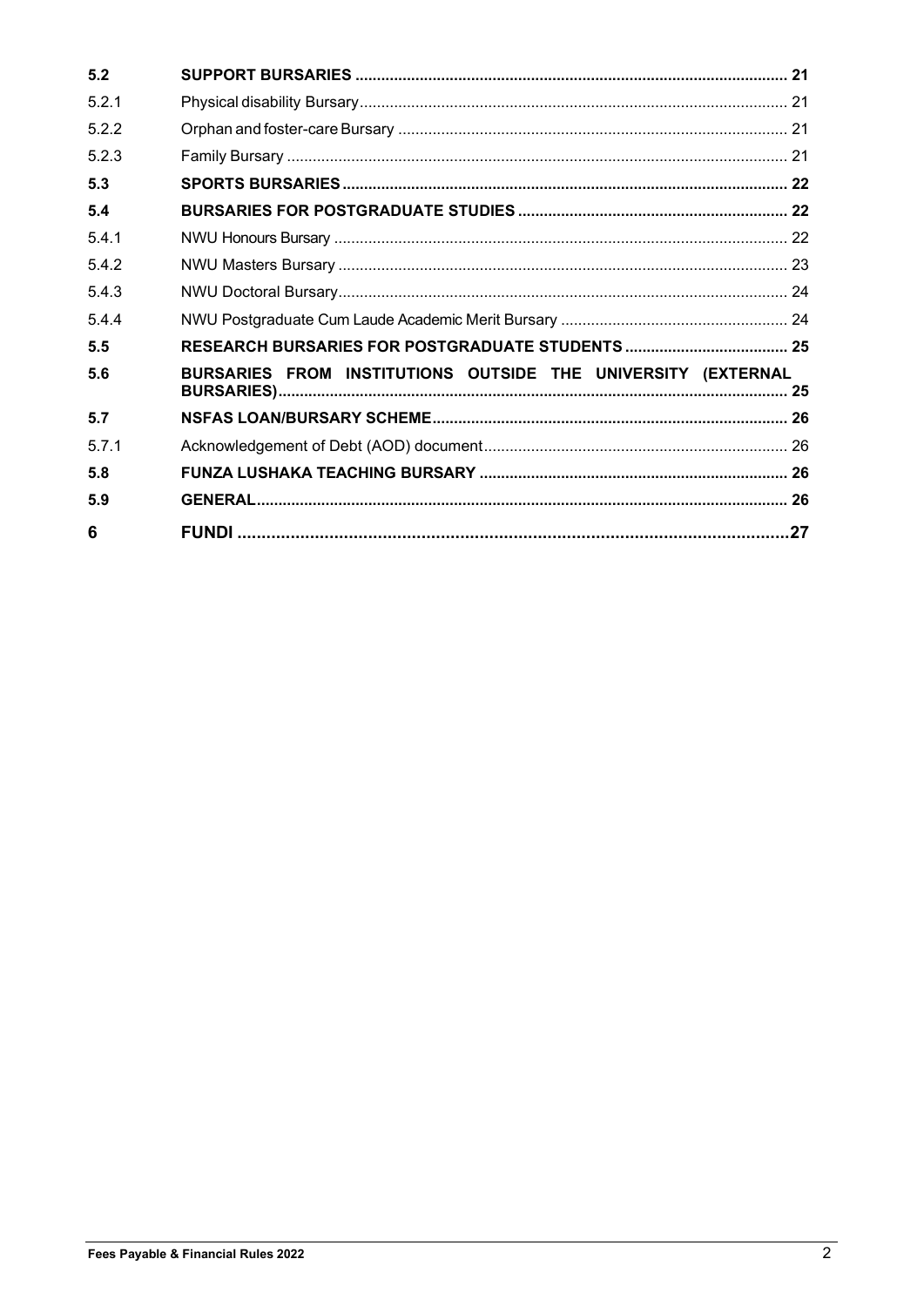| | | |
|---|---|---|
| **5.2** | **SUPPORT BURSARIES** | **21** |
| 5.2.1 | Physical disability Bursary | 21 |
| 5.2.2 | Orphan and foster-care Bursary | 21 |
| 5.2.3 | Family Bursary | 21 |
| **5.3** | **SPORTS BURSARIES** | **22** |
| **5.4** | **BURSARIES FOR POSTGRADUATE STUDIES** | **22** |
| 5.4.1 | NWU Honours Bursary | 22 |
| 5.4.2 | NWU Masters Bursary | 23 |
| 5.4.3 | NWU Doctoral Bursary | 24 |
| 5.4.4 | NWU Postgraduate Cum Laude Academic Merit Bursary | 24 |
| **5.5** | **RESEARCH BURSARIES FOR POSTGRADUATE STUDENTS** | **25** |
| **5.6** | **BURSARIES FROM INSTITUTIONS OUTSIDE THE UNIVERSITY (EXTERNAL BURSARIES)** | **25** |
| **5.7** | **NSFAS LOAN/BURSARY SCHEME** | **26** |
| 5.7.1 | Acknowledgement of Debt (AOD) document | 26 |
| **5.8** | **FUNZA LUSHAKA TEACHING BURSARY** | **26** |
| **5.9** | **GENERAL** | **26** |
| **6** | **FUNDI** | **27** |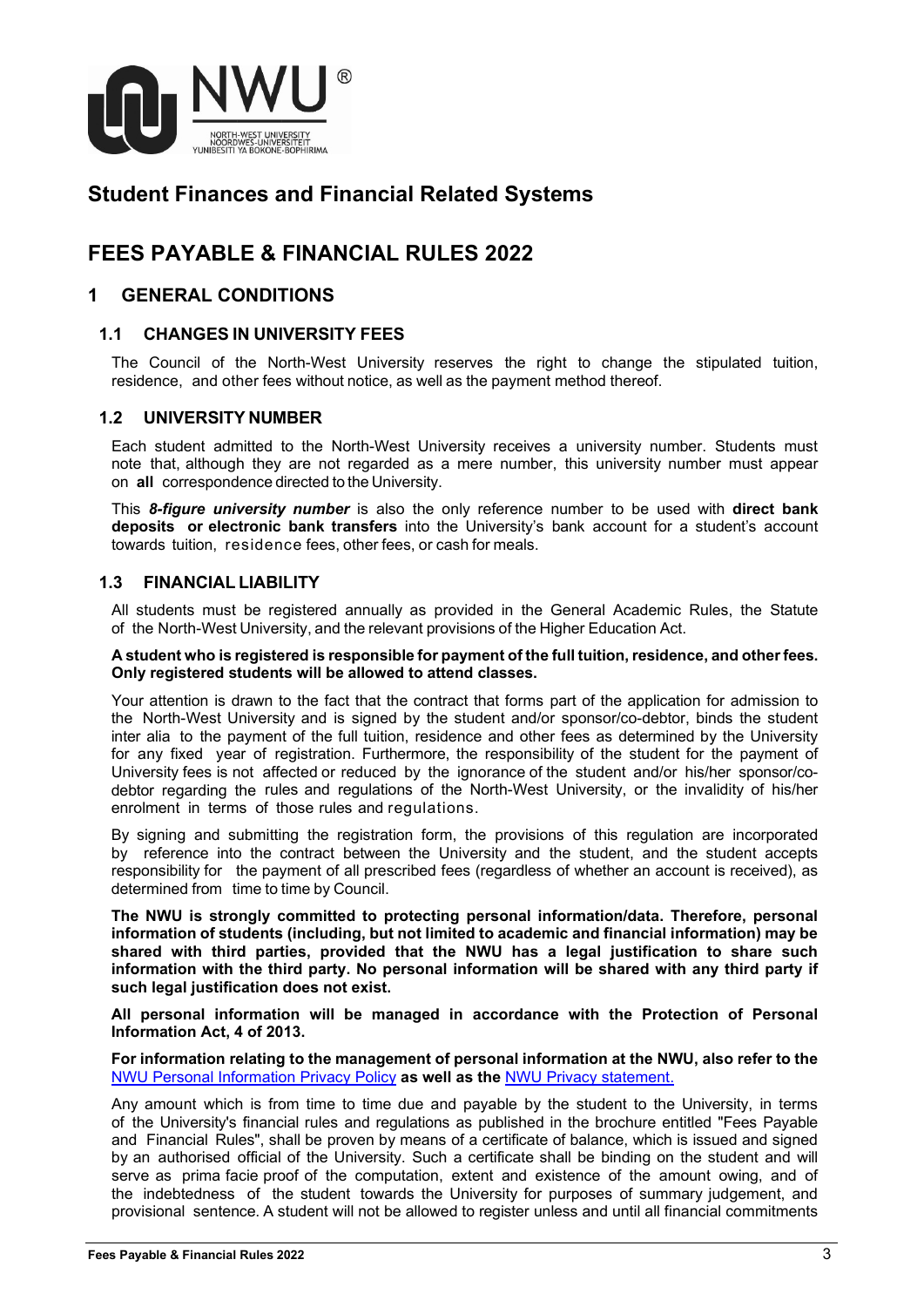# Student Finances and Financial Related Systems

# FEES PAYABLE & FINANCIAL RULES 2022

## 1 GENERAL CONDITIONS

### 1.1 CHANGES IN UNIVERSITY FEES

The Council of the North-West University reserves the right to change the stipulated tuition, residence, and other fees without notice, as well as the payment method thereof.

### 1.2 UNIVERSITY NUMBER

Each student admitted to the North-West University receives a university number. Students must note that, although they are not regarded as a mere number, this university number must appear on **all** correspondence directed to the University.

This ***8-figure university number*** is also the only reference number to be used with **direct bank deposits or electronic bank transfers** into the University's bank account for a student's account towards tuition, residence fees, other fees, or cash for meals.

### 1.3 FINANCIAL LIABILITY

All students must be registered annually as provided in the General Academic Rules, the Statute of the North-West University, and the relevant provisions of the Higher Education Act.

**A student who is registered is responsible for payment of the full tuition, residence, and other fees. Only registered students will be allowed to attend classes.**

Your attention is drawn to the fact that the contract that forms part of the application for admission to the North-West University and is signed by the student and/or sponsor/co-debtor, binds the student inter alia to the payment of the full tuition, residence and other fees as determined by the University for any fixed year of registration. Furthermore, the responsibility of the student for the payment of University fees is not affected or reduced by the ignorance of the student and/or his/her sponsor/co-debtor regarding the rules and regulations of the North-West University, or the invalidity of his/her enrolment in terms of those rules and regulations.

By signing and submitting the registration form, the provisions of this regulation are incorporated by reference into the contract between the University and the student, and the student accepts responsibility for the payment of all prescribed fees (regardless of whether an account is received), as determined from time to time by Council.

**The NWU is strongly committed to protecting personal information/data. Therefore, personal information of students (including, but not limited to academic and financial information) may be shared with third parties, provided that the NWU has a legal justification to share such information with the third party. No personal information will be shared with any third party if such legal justification does not exist.**

**All personal information will be managed in accordance with the Protection of Personal Information Act, 4 of 2013.**

**For information relating to the management of personal information at the NWU, also refer to the** NWU Personal Information Privacy Policy **as well as the** NWU Privacy statement.

Any amount which is from time to time due and payable by the student to the University, in terms of the University's financial rules and regulations as published in the brochure entitled "Fees Payable and Financial Rules", shall be proven by means of a certificate of balance, which is issued and signed by an authorised official of the University. Such a certificate shall be binding on the student and will serve as prima facie proof of the computation, extent and existence of the amount owing, and of the indebtedness of the student towards the University for purposes of summary judgement, and provisional sentence. A student will not be allowed to register unless and until all financial commitments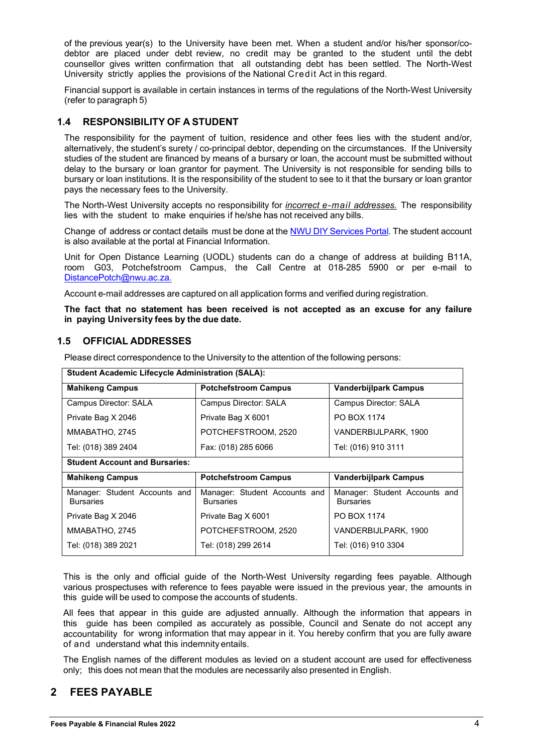of the previous year(s) to the University have been met. When a student and/or his/her sponsor/co-debtor are placed under debt review, no credit may be granted to the student until the debt counsellor gives written confirmation that all outstanding debt has been settled. The North-West University strictly applies the provisions of the National Credit Act in this regard.

Financial support is available in certain instances in terms of the regulations of the North-West University (refer to paragraph 5)

### 1.4 RESPONSIBILITY OF A STUDENT

The responsibility for the payment of tuition, residence and other fees lies with the student and/or, alternatively, the student's surety / co-principal debtor, depending on the circumstances. If the University studies of the student are financed by means of a bursary or loan, the account must be submitted without delay to the bursary or loan grantor for payment. The University is not responsible for sending bills to bursary or loan institutions. It is the responsibility of the student to see to it that the bursary or loan grantor pays the necessary fees to the University.

The North-West University accepts no responsibility for *incorrect e-mail addresses.* The responsibility lies with the student to make enquiries if he/she has not received any bills.

Change of address or contact details must be done at the NWU DIY Services Portal. The student account is also available at the portal at Financial Information.

Unit for Open Distance Learning (UODL) students can do a change of address at building B11A, room G03, Potchefstroom Campus, the Call Centre at 018-285 5900 or per e-mail to DistancePotch@nwu.ac.za.

Account e-mail addresses are captured on all application forms and verified during registration.

**The fact that no statement has been received is not accepted as an excuse for any failure in paying University fees by the due date.**

### 1.5 OFFICIAL ADDRESSES

Please direct correspondence to the University to the attention of the following persons:

| Student Academic Lifecycle Administration (SALA): | | |
|---|---|---|
| **Mahikeng Campus** | **Potchefstroom Campus** | **Vanderbijlpark Campus** |
| Campus Director: SALA | Campus Director: SALA | Campus Director: SALA |
| Private Bag X 2046 | Private Bag X 6001 | PO BOX 1174 |
| MMABATHO, 2745 | POTCHEFSTROOM, 2520 | VANDERBIJLPARK, 1900 |
| Tel: (018) 389 2404 | Fax: (018) 285 6066 | Tel: (016) 910 3111 |
| **Student Account and Bursaries:** | | |
| **Mahikeng Campus** | **Potchefstroom Campus** | **Vanderbijlpark Campus** |
| Manager: Student Accounts and Bursaries | Manager: Student Accounts and Bursaries | Manager: Student Accounts and Bursaries |
| Private Bag X 2046 | Private Bag X 6001 | PO BOX 1174 |
| MMABATHO, 2745 | POTCHEFSTROOM, 2520 | VANDERBIJLPARK, 1900 |
| Tel: (018) 389 2021 | Tel: (018) 299 2614 | Tel: (016) 910 3304 |

This is the only and official guide of the North-West University regarding fees payable. Although various prospectuses with reference to fees payable were issued in the previous year, the amounts in this guide will be used to compose the accounts of students.

All fees that appear in this guide are adjusted annually. Although the information that appears in this guide has been compiled as accurately as possible, Council and Senate do not accept any accountability for wrong information that may appear in it. You hereby confirm that you are fully aware of and understand what this indemnity entails.

The English names of the different modules as levied on a student account are used for effectiveness only; this does not mean that the modules are necessarily also presented in English.

## 2 FEES PAYABLE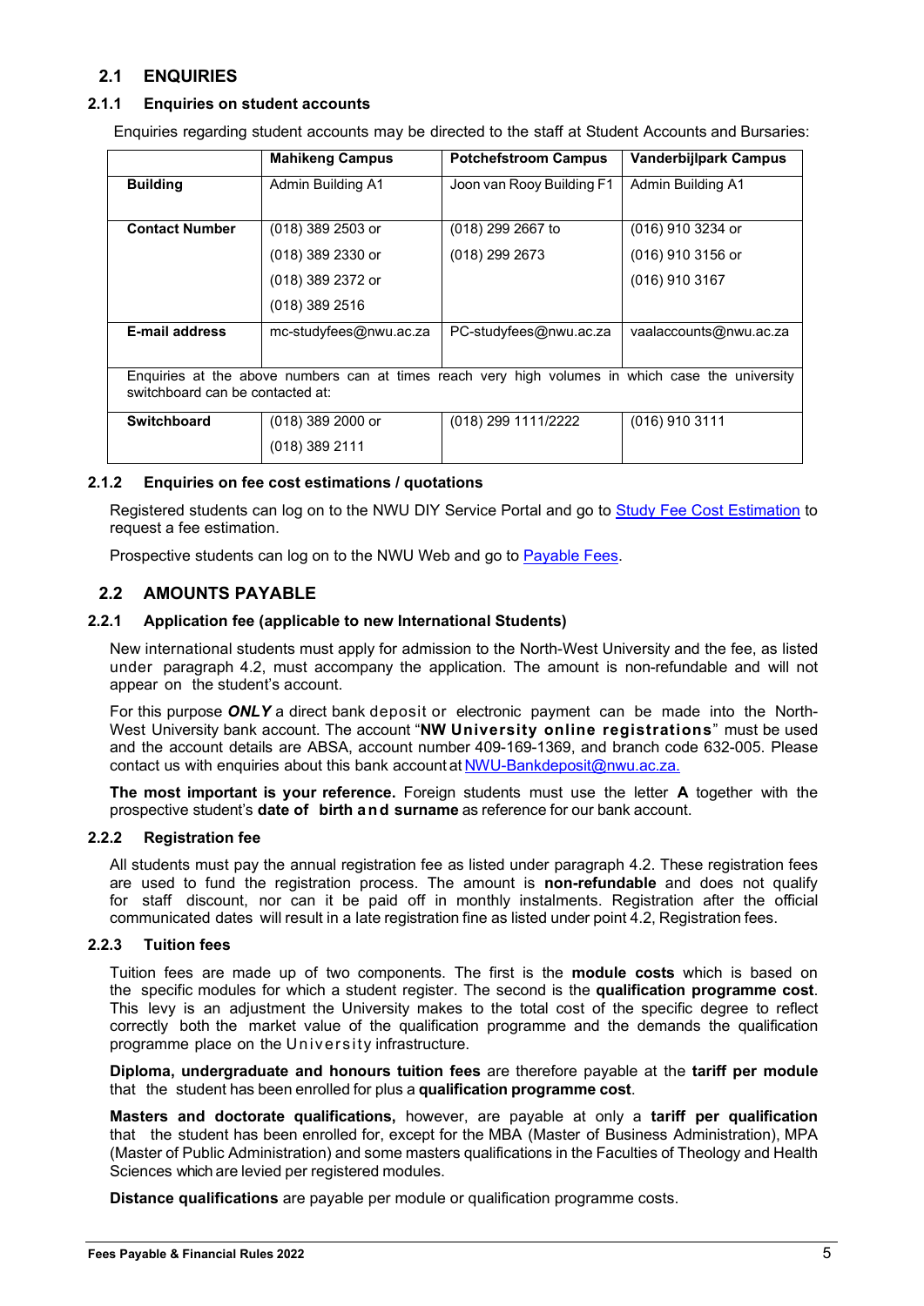## 2.1 ENQUIRIES

### 2.1.1 Enquiries on student accounts

Enquiries regarding student accounts may be directed to the staff at Student Accounts and Bursaries:

| | Mahikeng Campus | Potchefstroom Campus | Vanderbijlpark Campus |
|---|---|---|---|
| **Building** | Admin Building A1 | Joon van Rooy Building F1 | Admin Building A1 |
| **Contact Number** | (018) 389 2503 or<br>(018) 389 2330 or<br>(018) 389 2372 or<br>(018) 389 2516 | (018) 299 2667 to<br>(018) 299 2673 | (016) 910 3234 or<br>(016) 910 3156 or<br>(016) 910 3167 |
| **E-mail address** | mc-studyfees@nwu.ac.za | PC-studyfees@nwu.ac.za | vaalaccounts@nwu.ac.za |
| Enquiries at the above numbers can at times reach very high volumes in which case the university switchboard can be contacted at: | | | |
| **Switchboard** | (018) 389 2000 or<br>(018) 389 2111 | (018) 299 1111/2222 | (016) 910 3111 |

### 2.1.2 Enquiries on fee cost estimations / quotations

Registered students can log on to the NWU DIY Service Portal and go to Study Fee Cost Estimation to request a fee estimation.

Prospective students can log on to the NWU Web and go to Payable Fees.

## 2.2 AMOUNTS PAYABLE

### 2.2.1 Application fee (applicable to new International Students)

New international students must apply for admission to the North-West University and the fee, as listed under paragraph 4.2, must accompany the application. The amount is non-refundable and will not appear on the student's account.

For this purpose ***ONLY*** a direct bank deposit or electronic payment can be made into the North-West University bank account. The account "**NW University online registrations**" must be used and the account details are ABSA, account number 409-169-1369, and branch code 632-005. Please contact us with enquiries about this bank account at NWU-Bankdeposit@nwu.ac.za.

**The most important is your reference.** Foreign students must use the letter **A** together with the prospective student's **date of birth and surname** as reference for our bank account.

### 2.2.2 Registration fee

All students must pay the annual registration fee as listed under paragraph 4.2. These registration fees are used to fund the registration process. The amount is **non-refundable** and does not qualify for staff discount, nor can it be paid off in monthly instalments. Registration after the official communicated dates will result in a late registration fine as listed under point 4.2, Registration fees.

### 2.2.3 Tuition fees

Tuition fees are made up of two components. The first is the **module costs** which is based on the specific modules for which a student register. The second is the **qualification programme cost**. This levy is an adjustment the University makes to the total cost of the specific degree to reflect correctly both the market value of the qualification programme and the demands the qualification programme place on the University infrastructure.

**Diploma, undergraduate and honours tuition fees** are therefore payable at the **tariff per module** that the student has been enrolled for plus a **qualification programme cost**.

**Masters and doctorate qualifications,** however, are payable at only a **tariff per qualification** that the student has been enrolled for, except for the MBA (Master of Business Administration), MPA (Master of Public Administration) and some masters qualifications in the Faculties of Theology and Health Sciences which are levied per registered modules.

**Distance qualifications** are payable per module or qualification programme costs.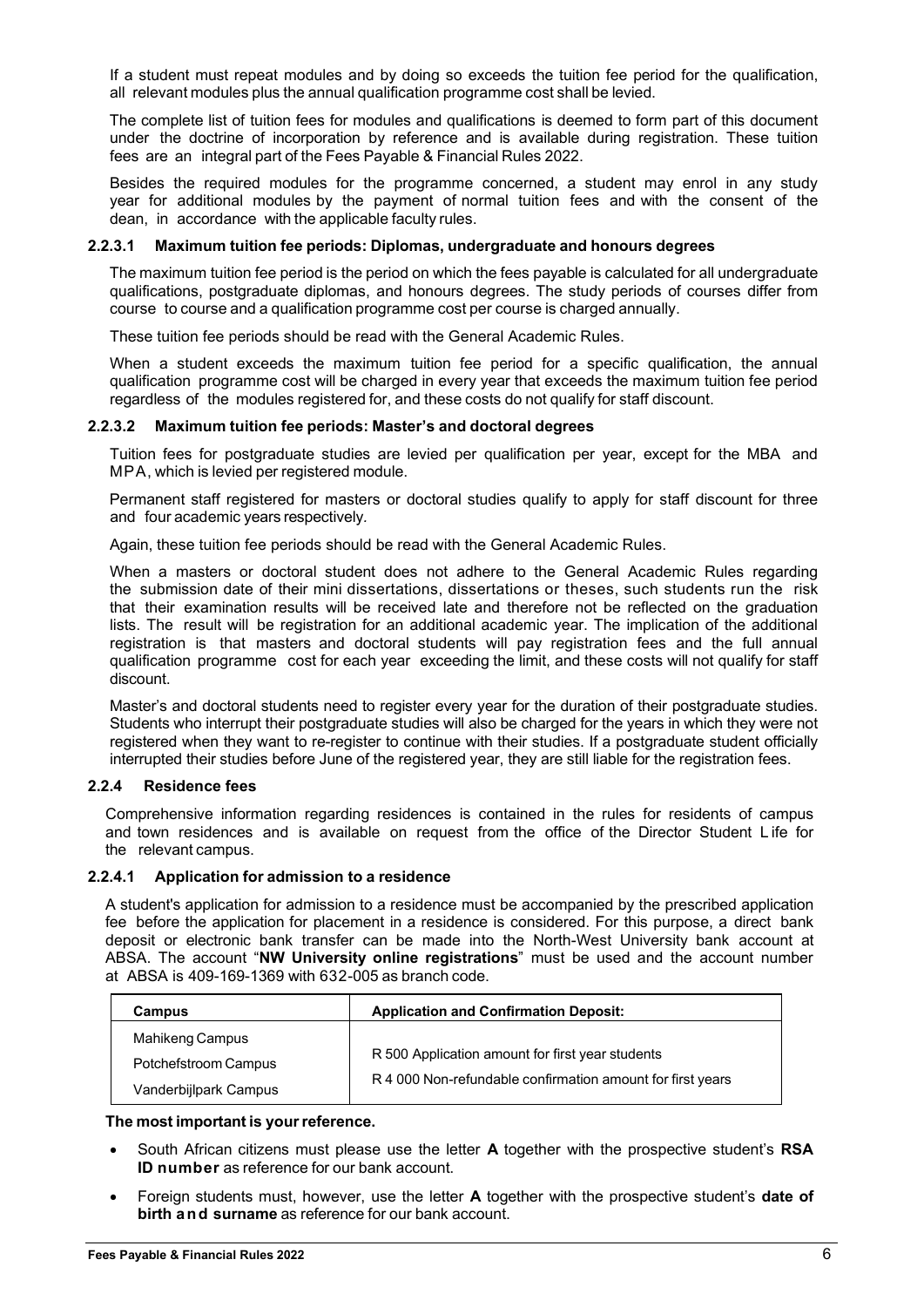If a student must repeat modules and by doing so exceeds the tuition fee period for the qualification, all relevant modules plus the annual qualification programme cost shall be levied.

The complete list of tuition fees for modules and qualifications is deemed to form part of this document under the doctrine of incorporation by reference and is available during registration. These tuition fees are an integral part of the Fees Payable & Financial Rules 2022.

Besides the required modules for the programme concerned, a student may enrol in any study year for additional modules by the payment of normal tuition fees and with the consent of the dean, in accordance with the applicable faculty rules.

#### 2.2.3.1 Maximum tuition fee periods: Diplomas, undergraduate and honours degrees

The maximum tuition fee period is the period on which the fees payable is calculated for all undergraduate qualifications, postgraduate diplomas, and honours degrees. The study periods of courses differ from course to course and a qualification programme cost per course is charged annually.

These tuition fee periods should be read with the General Academic Rules.

When a student exceeds the maximum tuition fee period for a specific qualification, the annual qualification programme cost will be charged in every year that exceeds the maximum tuition fee period regardless of the modules registered for, and these costs do not qualify for staff discount.

#### 2.2.3.2 Maximum tuition fee periods: Master's and doctoral degrees

Tuition fees for postgraduate studies are levied per qualification per year, except for the MBA and MPA, which is levied per registered module.

Permanent staff registered for masters or doctoral studies qualify to apply for staff discount for three and four academic years respectively.

Again, these tuition fee periods should be read with the General Academic Rules.

When a masters or doctoral student does not adhere to the General Academic Rules regarding the submission date of their mini dissertations, dissertations or theses, such students run the risk that their examination results will be received late and therefore not be reflected on the graduation lists. The result will be registration for an additional academic year. The implication of the additional registration is that masters and doctoral students will pay registration fees and the full annual qualification programme cost for each year exceeding the limit, and these costs will not qualify for staff discount.

Master's and doctoral students need to register every year for the duration of their postgraduate studies. Students who interrupt their postgraduate studies will also be charged for the years in which they were not registered when they want to re-register to continue with their studies. If a postgraduate student officially interrupted their studies before June of the registered year, they are still liable for the registration fees.

### 2.2.4 Residence fees

Comprehensive information regarding residences is contained in the rules for residents of campus and town residences and is available on request from the office of the Director Student Life for the relevant campus.

#### 2.2.4.1 Application for admission to a residence

A student's application for admission to a residence must be accompanied by the prescribed application fee before the application for placement in a residence is considered. For this purpose, a direct bank deposit or electronic bank transfer can be made into the North-West University bank account at ABSA. The account "**NW University online registrations**" must be used and the account number at ABSA is 409-169-1369 with 632-005 as branch code.

| Campus | Application and Confirmation Deposit: |
|---|---|
| Mahikeng Campus<br>Potchefstroom Campus<br>Vanderbijlpark Campus | R 500 Application amount for first year students<br>R 4 000 Non-refundable confirmation amount for first years |

**The most important is your reference.**

- South African citizens must please use the letter **A** together with the prospective student's **RSA ID number** as reference for our bank account.
- Foreign students must, however, use the letter **A** together with the prospective student's **date of birth and surname** as reference for our bank account.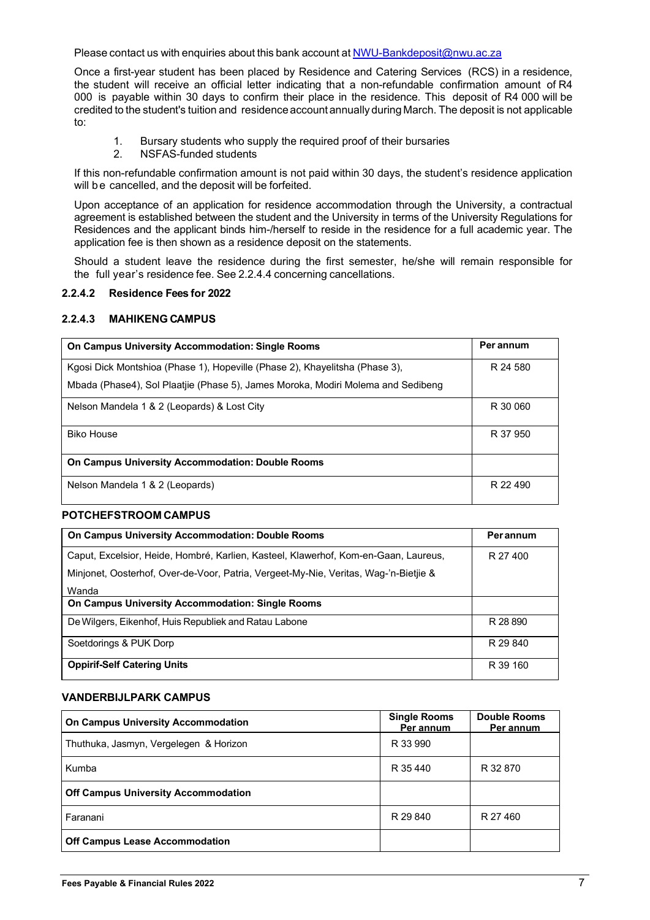Please contact us with enquiries about this bank account at NWU-Bankdeposit@nwu.ac.za

Once a first-year student has been placed by Residence and Catering Services (RCS) in a residence, the student will receive an official letter indicating that a non-refundable confirmation amount of R4 000 is payable within 30 days to confirm their place in the residence. This deposit of R4 000 will be credited to the student's tuition and residence account annually during March. The deposit is not applicable to:

1. Bursary students who supply the required proof of their bursaries
2. NSFAS-funded students

If this non-refundable confirmation amount is not paid within 30 days, the student's residence application will be cancelled, and the deposit will be forfeited.

Upon acceptance of an application for residence accommodation through the University, a contractual agreement is established between the student and the University in terms of the University Regulations for Residences and the applicant binds him-/herself to reside in the residence for a full academic year. The application fee is then shown as a residence deposit on the statements.

Should a student leave the residence during the first semester, he/she will remain responsible for the full year's residence fee. See 2.2.4.4 concerning cancellations.

#### 2.2.4.2 Residence Fees for 2022

#### 2.2.4.3 MAHIKENG CAMPUS

| **On Campus University Accommodation: Single Rooms** | **Per annum** |
|---|---|
| Kgosi Dick Montshioa (Phase 1), Hopeville (Phase 2), Khayelitsha (Phase 3), Mbada (Phase4), Sol Plaatjie (Phase 5), James Moroka, Modiri Molema and Sedibeng | R 24 580 |
| Nelson Mandela 1 & 2 (Leopards) & Lost City | R 30 060 |
| Biko House | R 37 950 |
| **On Campus University Accommodation: Double Rooms** | |
| Nelson Mandela 1 & 2 (Leopards) | R 22 490 |

**POTCHEFSTROOM CAMPUS**

| **On Campus University Accommodation: Double Rooms** | **Per annum** |
|---|---|
| Caput, Excelsior, Heide, Hombré, Karlien, Kasteel, Klawerhof, Kom-en-Gaan, Laureus, Minjonet, Oosterhof, Over-de-Voor, Patria, Vergeet-My-Nie, Veritas, Wag-'n-Bietjie & Wanda | R 27 400 |
| **On Campus University Accommodation: Single Rooms** | |
| De Wilgers, Eikenhof, Huis Republiek and Ratau Labone | R 28 890 |
| Soetdorings & PUK Dorp | R 29 840 |
| **Oppirif-Self Catering Units** | R 39 160 |

**VANDERBIJLPARK CAMPUS**

| **On Campus University Accommodation** | **Single Rooms Per annum** | **Double Rooms Per annum** |
|---|---|---|
| Thuthuka, Jasmyn, Vergelegen & Horizon | R 33 990 | |
| Kumba | R 35 440 | R 32 870 |
| **Off Campus University Accommodation** | | |
| Faranani | R 29 840 | R 27 460 |
| **Off Campus Lease Accommodation** | | |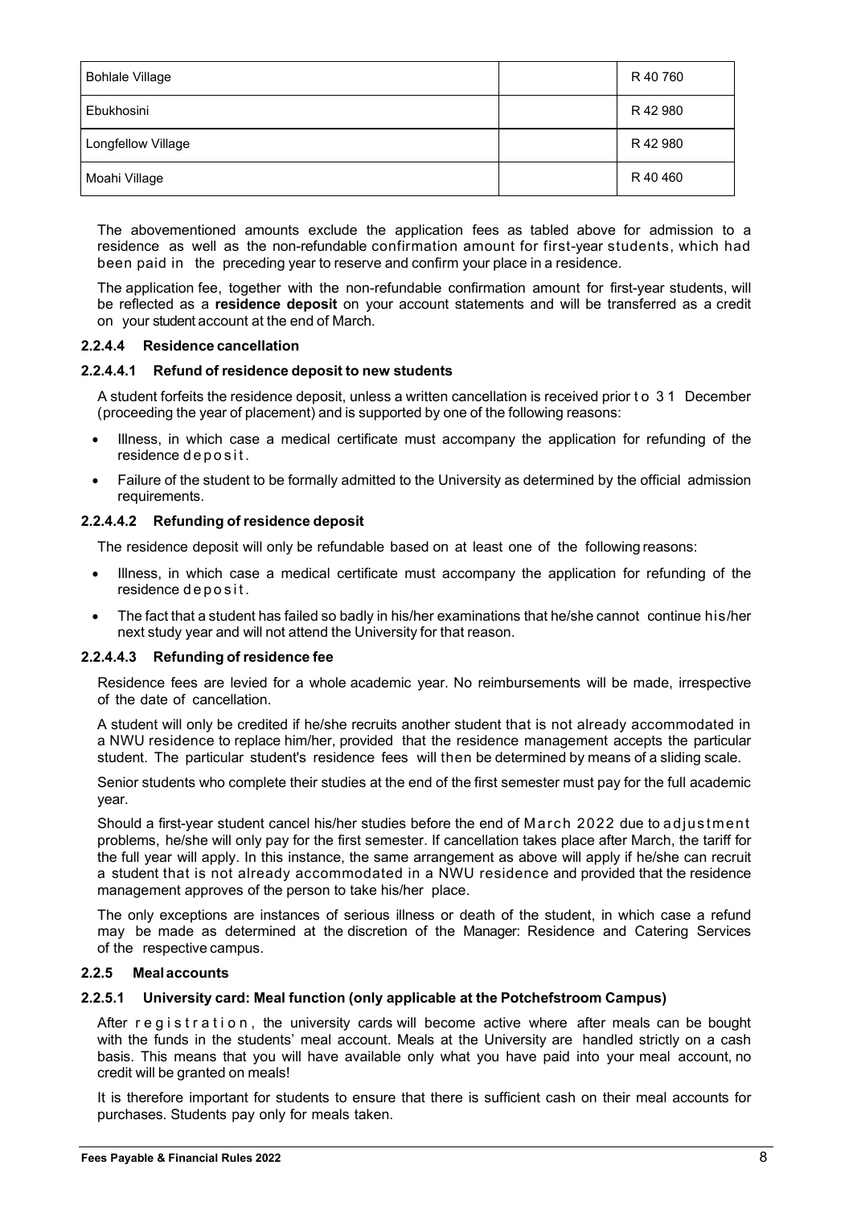| | | |
|---|---|---|
| Bohlale Village | | R 40 760 |
| Ebukhosini | | R 42 980 |
| Longfellow Village | | R 42 980 |
| Moahi Village | | R 40 460 |

The abovementioned amounts exclude the application fees as tabled above for admission to a residence as well as the non-refundable confirmation amount for first-year students, which had been paid in the preceding year to reserve and confirm your place in a residence.

The application fee, together with the non-refundable confirmation amount for first-year students, will be reflected as a **residence deposit** on your account statements and will be transferred as a credit on your student account at the end of March.

#### 2.2.4.4 Residence cancellation

##### 2.2.4.4.1 Refund of residence deposit to new students

A student forfeits the residence deposit, unless a written cancellation is received prior to 31 December (proceeding the year of placement) and is supported by one of the following reasons:

- Illness, in which case a medical certificate must accompany the application for refunding of the residence deposit.
- Failure of the student to be formally admitted to the University as determined by the official admission requirements.

##### 2.2.4.4.2 Refunding of residence deposit

The residence deposit will only be refundable based on at least one of the following reasons:

- Illness, in which case a medical certificate must accompany the application for refunding of the residence deposit.
- The fact that a student has failed so badly in his/her examinations that he/she cannot continue his/her next study year and will not attend the University for that reason.

##### 2.2.4.4.3 Refunding of residence fee

Residence fees are levied for a whole academic year. No reimbursements will be made, irrespective of the date of cancellation.

A student will only be credited if he/she recruits another student that is not already accommodated in a NWU residence to replace him/her, provided that the residence management accepts the particular student. The particular student's residence fees will then be determined by means of a sliding scale.

Senior students who complete their studies at the end of the first semester must pay for the full academic year.

Should a first-year student cancel his/her studies before the end of March 2022 due to adjustment problems, he/she will only pay for the first semester. If cancellation takes place after March, the tariff for the full year will apply. In this instance, the same arrangement as above will apply if he/she can recruit a student that is not already accommodated in a NWU residence and provided that the residence management approves of the person to take his/her place.

The only exceptions are instances of serious illness or death of the student, in which case a refund may be made as determined at the discretion of the Manager: Residence and Catering Services of the respective campus.

### 2.2.5 Meal accounts

#### 2.2.5.1 University card: Meal function (only applicable at the Potchefstroom Campus)

After registration, the university cards will become active where after meals can be bought with the funds in the students' meal account. Meals at the University are handled strictly on a cash basis. This means that you will have available only what you have paid into your meal account, no credit will be granted on meals!

It is therefore important for students to ensure that there is sufficient cash on their meal accounts for purchases. Students pay only for meals taken.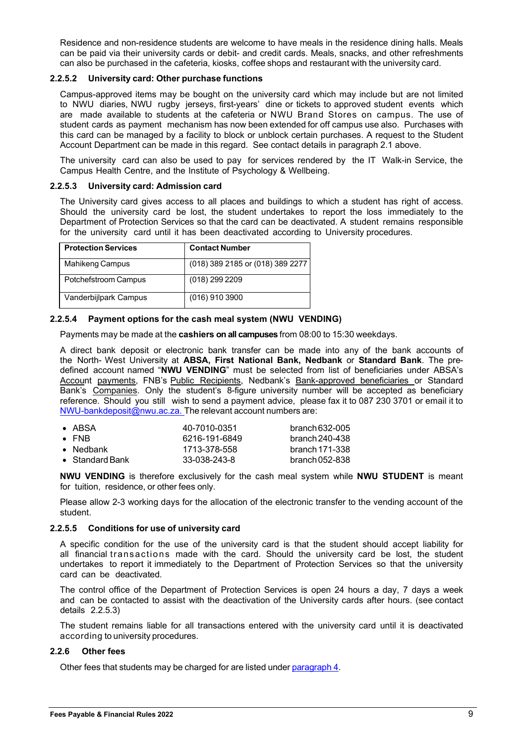Residence and non-residence students are welcome to have meals in the residence dining halls. Meals can be paid via their university cards or debit- and credit cards. Meals, snacks, and other refreshments can also be purchased in the cafeteria, kiosks, coffee shops and restaurant with the university card.

#### 2.2.5.2 University card: Other purchase functions

Campus-approved items may be bought on the university card which may include but are not limited to NWU diaries, NWU rugby jerseys, first-years' dine or tickets to approved student events which are made available to students at the cafeteria or NWU Brand Stores on campus. The use of student cards as payment mechanism has now been extended for off campus use also. Purchases with this card can be managed by a facility to block or unblock certain purchases. A request to the Student Account Department can be made in this regard. See contact details in paragraph 2.1 above.

The university card can also be used to pay for services rendered by the IT Walk-in Service, the Campus Health Centre, and the Institute of Psychology & Wellbeing.

#### 2.2.5.3 University card: Admission card

The University card gives access to all places and buildings to which a student has right of access. Should the university card be lost, the student undertakes to report the loss immediately to the Department of Protection Services so that the card can be deactivated. A student remains responsible for the university card until it has been deactivated according to University procedures.

| Protection Services | Contact Number |
|---|---|
| Mahikeng Campus | (018) 389 2185 or (018) 389 2277 |
| Potchefstroom Campus | (018) 299 2209 |
| Vanderbijlpark Campus | (016) 910 3900 |

#### 2.2.5.4 Payment options for the cash meal system (NWU VENDING)

Payments may be made at the **cashiers on all campuses** from 08:00 to 15:30 weekdays.

A direct bank deposit or electronic bank transfer can be made into any of the bank accounts of the North- West University at **ABSA, First National Bank, Nedbank** or **Standard Bank**. The pre-defined account named "**NWU VENDING**" must be selected from list of beneficiaries under ABSA's Account payments, FNB's Public Recipients, Nedbank's Bank-approved beneficiaries or Standard Bank's Companies. Only the student's 8-figure university number will be accepted as beneficiary reference. Should you still wish to send a payment advice, please fax it to 087 230 3701 or email it to NWU-bankdeposit@nwu.ac.za. The relevant account numbers are:

| | | |
|---|---|---|
| • ABSA | 40-7010-0351 | branch 632-005 |
| • FNB | 6216-191-6849 | branch 240-438 |
| • Nedbank | 1713-378-558 | branch 171-338 |
| • Standard Bank | 33-038-243-8 | branch 052-838 |

**NWU VENDING** is therefore exclusively for the cash meal system while **NWU STUDENT** is meant for tuition, residence, or other fees only.

Please allow 2-3 working days for the allocation of the electronic transfer to the vending account of the student.

#### 2.2.5.5 Conditions for use of university card

A specific condition for the use of the university card is that the student should accept liability for all financial transactions made with the card. Should the university card be lost, the student undertakes to report it immediately to the Department of Protection Services so that the university card can be deactivated.

The control office of the Department of Protection Services is open 24 hours a day, 7 days a week and can be contacted to assist with the deactivation of the University cards after hours. (see contact details 2.2.5.3)

The student remains liable for all transactions entered with the university card until it is deactivated according to university procedures.

### 2.2.6 Other fees

Other fees that students may be charged for are listed under paragraph 4.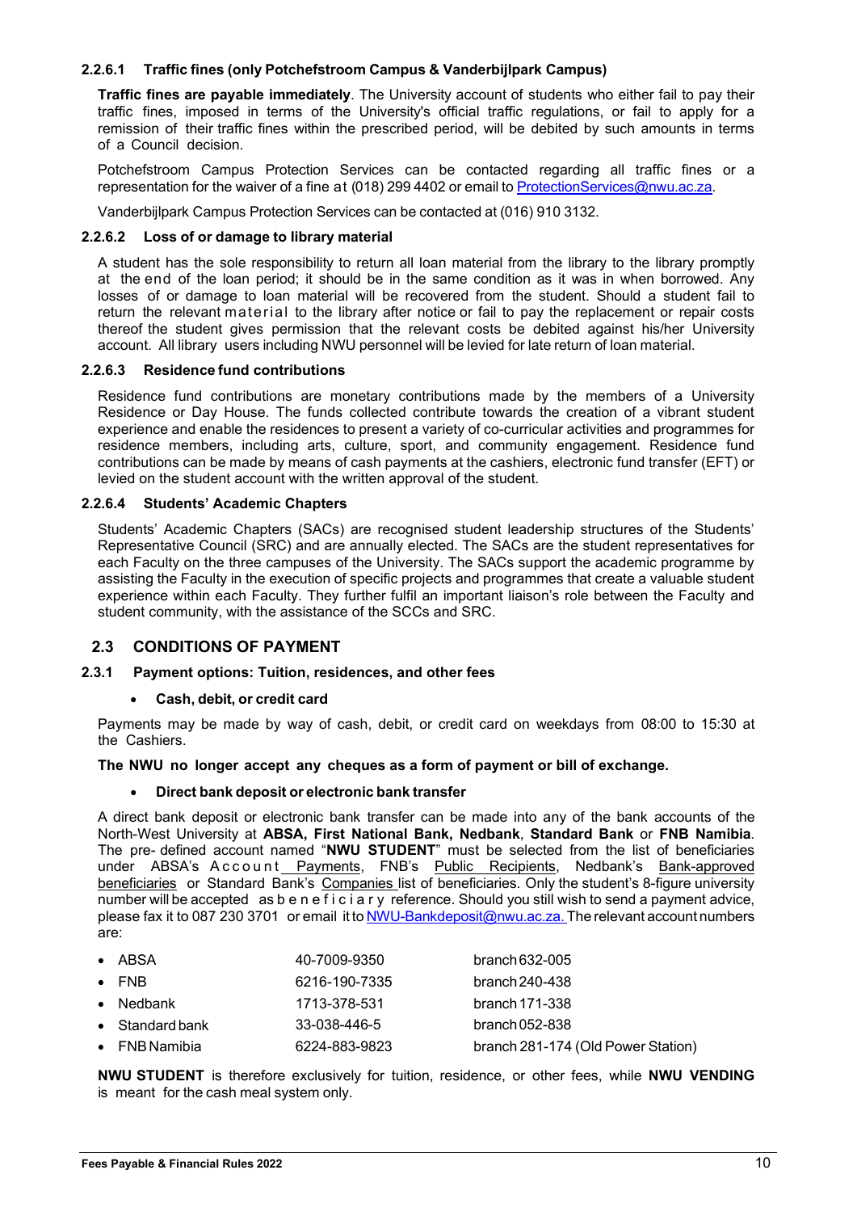#### 2.2.6.1 Traffic fines (only Potchefstroom Campus & Vanderbijlpark Campus)

**Traffic fines are payable immediately**. The University account of students who either fail to pay their traffic fines, imposed in terms of the University's official traffic regulations, or fail to apply for a remission of their traffic fines within the prescribed period, will be debited by such amounts in terms of a Council decision.

Potchefstroom Campus Protection Services can be contacted regarding all traffic fines or a representation for the waiver of a fine at (018) 299 4402 or email to ProtectionServices@nwu.ac.za.

Vanderbijlpark Campus Protection Services can be contacted at (016) 910 3132.

#### 2.2.6.2 Loss of or damage to library material

A student has the sole responsibility to return all loan material from the library to the library promptly at the end of the loan period; it should be in the same condition as it was in when borrowed. Any losses of or damage to loan material will be recovered from the student. Should a student fail to return the relevant material to the library after notice or fail to pay the replacement or repair costs thereof the student gives permission that the relevant costs be debited against his/her University account. All library users including NWU personnel will be levied for late return of loan material.

#### 2.2.6.3 Residence fund contributions

Residence fund contributions are monetary contributions made by the members of a University Residence or Day House. The funds collected contribute towards the creation of a vibrant student experience and enable the residences to present a variety of co-curricular activities and programmes for residence members, including arts, culture, sport, and community engagement. Residence fund contributions can be made by means of cash payments at the cashiers, electronic fund transfer (EFT) or levied on the student account with the written approval of the student.

#### 2.2.6.4 Students' Academic Chapters

Students' Academic Chapters (SACs) are recognised student leadership structures of the Students' Representative Council (SRC) and are annually elected. The SACs are the student representatives for each Faculty on the three campuses of the University. The SACs support the academic programme by assisting the Faculty in the execution of specific projects and programmes that create a valuable student experience within each Faculty. They further fulfil an important liaison's role between the Faculty and student community, with the assistance of the SCCs and SRC.

## 2.3 CONDITIONS OF PAYMENT

### 2.3.1 Payment options: Tuition, residences, and other fees

- **Cash, debit, or credit card**

Payments may be made by way of cash, debit, or credit card on weekdays from 08:00 to 15:30 at the Cashiers.

**The NWU no longer accept any cheques as a form of payment or bill of exchange.**

- **Direct bank deposit or electronic bank transfer**

A direct bank deposit or electronic bank transfer can be made into any of the bank accounts of the North-West University at **ABSA, First National Bank, Nedbank**, **Standard Bank** or **FNB Namibia**. The pre- defined account named "**NWU STUDENT**" must be selected from the list of beneficiaries under ABSA's Account Payments, FNB's Public Recipients, Nedbank's Bank-approved beneficiaries or Standard Bank's Companies list of beneficiaries. Only the student's 8-figure university number will be accepted as beneficiary reference. Should you still wish to send a payment advice, please fax it to 087 230 3701 or email it to NWU-Bankdeposit@nwu.ac.za. The relevant account numbers are:

| | | |
|---|---|---|
| • ABSA | 40-7009-9350 | branch 632-005 |
| • FNB | 6216-190-7335 | branch 240-438 |
| • Nedbank | 1713-378-531 | branch 171-338 |
| • Standard bank | 33-038-446-5 | branch 052-838 |
| • FNB Namibia | 6224-883-9823 | branch 281-174 (Old Power Station) |

**NWU STUDENT** is therefore exclusively for tuition, residence, or other fees, while **NWU VENDING** is meant for the cash meal system only.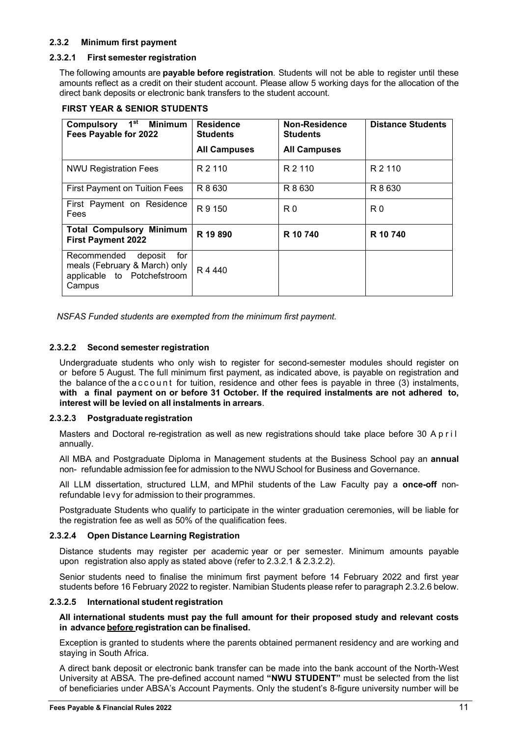#### 2.3.2 Minimum first payment

##### 2.3.2.1 First semester registration

The following amounts are **payable before registration**. Students will not be able to register until these amounts reflect as a credit on their student account. Please allow 5 working days for the allocation of the direct bank deposits or electronic bank transfers to the student account.

**FIRST YEAR & SENIOR STUDENTS**

| **Compulsory 1st Minimum Fees Payable for 2022** | **Residence Students** **All Campuses** | **Non-Residence Students** **All Campuses** | **Distance Students** |
|---|---|---|---|
| NWU Registration Fees | R 2 110 | R 2 110 | R 2 110 |
| First Payment on Tuition Fees | R 8 630 | R 8 630 | R 8 630 |
| First Payment on Residence Fees | R 9 150 | R 0 | R 0 |
| **Total Compulsory Minimum First Payment 2022** | **R 19 890** | **R 10 740** | **R 10 740** |
| Recommended deposit for meals (February & March) only applicable to Potchefstroom Campus | R 4 440 | | |

*NSFAS Funded students are exempted from the minimum first payment.*

##### 2.3.2.2 Second semester registration

Undergraduate students who only wish to register for second-semester modules should register on or before 5 August. The full minimum first payment, as indicated above, is payable on registration and the balance of the account for tuition, residence and other fees is payable in three (3) instalments, **with a final payment on or before 31 October. If the required instalments are not adhered to, interest will be levied on all instalments in arrears**.

##### 2.3.2.3 Postgraduate registration

Masters and Doctoral re-registration as well as new registrations should take place before 30 April annually.

All MBA and Postgraduate Diploma in Management students at the Business School pay an **annual** non- refundable admission fee for admission to the NWU School for Business and Governance.

All LLM dissertation, structured LLM, and MPhil students of the Law Faculty pay a **once-off** non-refundable levy for admission to their programmes.

Postgraduate Students who qualify to participate in the winter graduation ceremonies, will be liable for the registration fee as well as 50% of the qualification fees.

##### 2.3.2.4 Open Distance Learning Registration

Distance students may register per academic year or per semester. Minimum amounts payable upon registration also apply as stated above (refer to 2.3.2.1 & 2.3.2.2).

Senior students need to finalise the minimum first payment before 14 February 2022 and first year students before 16 February 2022 to register. Namibian Students please refer to paragraph 2.3.2.6 below.

##### 2.3.2.5 International student registration

**All international students must pay the full amount for their proposed study and relevant costs in advance before registration can be finalised.**

Exception is granted to students where the parents obtained permanent residency and are working and staying in South Africa.

A direct bank deposit or electronic bank transfer can be made into the bank account of the North-West University at ABSA. The pre-defined account named **"NWU STUDENT"** must be selected from the list of beneficiaries under ABSA's Account Payments. Only the student's 8-figure university number will be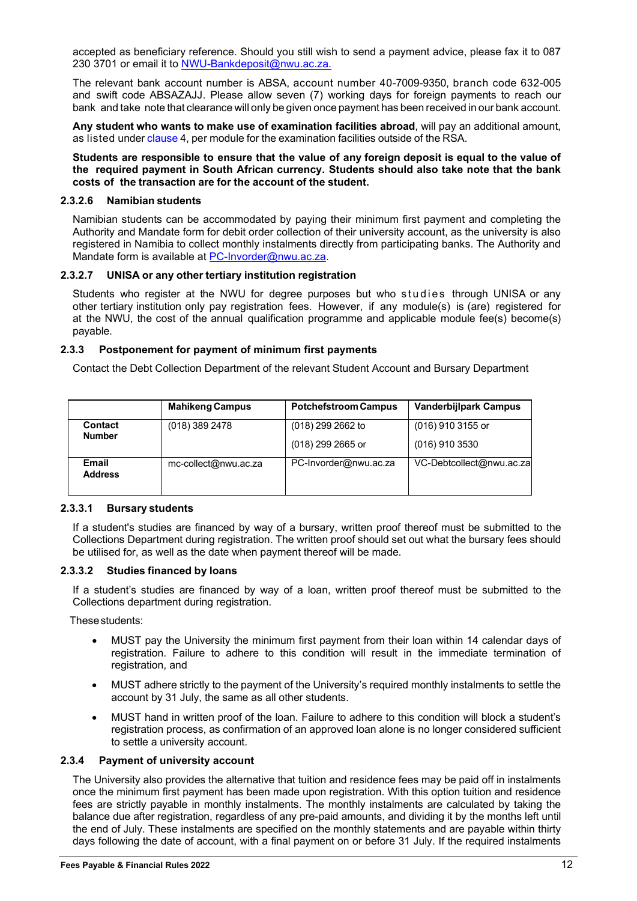accepted as beneficiary reference. Should you still wish to send a payment advice, please fax it to 087 230 3701 or email it to NWU-Bankdeposit@nwu.ac.za.

The relevant bank account number is ABSA, account number 40-7009-9350, branch code 632-005 and swift code ABSAZAJJ. Please allow seven (7) working days for foreign payments to reach our bank and take note that clearance will only be given once payment has been received in our bank account.

**Any student who wants to make use of examination facilities abroad**, will pay an additional amount, as listed under clause 4, per module for the examination facilities outside of the RSA.

**Students are responsible to ensure that the value of any foreign deposit is equal to the value of the required payment in South African currency. Students should also take note that the bank costs of the transaction are for the account of the student.**

#### 2.3.2.6 Namibian students

Namibian students can be accommodated by paying their minimum first payment and completing the Authority and Mandate form for debit order collection of their university account, as the university is also registered in Namibia to collect monthly instalments directly from participating banks. The Authority and Mandate form is available at PC-Invorder@nwu.ac.za.

#### 2.3.2.7 UNISA or any other tertiary institution registration

Students who register at the NWU for degree purposes but who studies through UNISA or any other tertiary institution only pay registration fees. However, if any module(s) is (are) registered for at the NWU, the cost of the annual qualification programme and applicable module fee(s) become(s) payable.

### 2.3.3 Postponement for payment of minimum first payments

Contact the Debt Collection Department of the relevant Student Account and Bursary Department

| | **Mahikeng Campus** | **Potchefstroom Campus** | **Vanderbijlpark Campus** |
|---|---|---|---|
| **Contact Number** | (018) 389 2478 | (018) 299 2662 to<br>(018) 299 2665 or | (016) 910 3155 or<br>(016) 910 3530 |
| **Email Address** | mc-collect@nwu.ac.za | PC-Invorder@nwu.ac.za | VC-Debtcollect@nwu.ac.za |

#### 2.3.3.1 Bursary students

If a student's studies are financed by way of a bursary, written proof thereof must be submitted to the Collections Department during registration. The written proof should set out what the bursary fees should be utilised for, as well as the date when payment thereof will be made.

#### 2.3.3.2 Studies financed by loans

If a student's studies are financed by way of a loan, written proof thereof must be submitted to the Collections department during registration.

These students:

- MUST pay the University the minimum first payment from their loan within 14 calendar days of registration. Failure to adhere to this condition will result in the immediate termination of registration, and
- MUST adhere strictly to the payment of the University's required monthly instalments to settle the account by 31 July, the same as all other students.
- MUST hand in written proof of the loan. Failure to adhere to this condition will block a student's registration process, as confirmation of an approved loan alone is no longer considered sufficient to settle a university account.

### 2.3.4 Payment of university account

The University also provides the alternative that tuition and residence fees may be paid off in instalments once the minimum first payment has been made upon registration. With this option tuition and residence fees are strictly payable in monthly instalments. The monthly instalments are calculated by taking the balance due after registration, regardless of any pre-paid amounts, and dividing it by the months left until the end of July. These instalments are specified on the monthly statements and are payable within thirty days following the date of account, with a final payment on or before 31 July. If the required instalments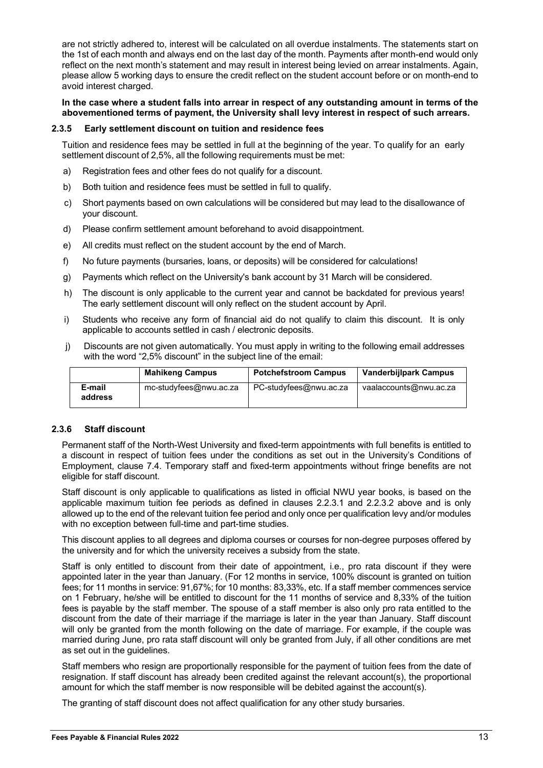are not strictly adhered to, interest will be calculated on all overdue instalments. The statements start on the 1st of each month and always end on the last day of the month. Payments after month-end would only reflect on the next month's statement and may result in interest being levied on arrear instalments. Again, please allow 5 working days to ensure the credit reflect on the student account before or on month-end to avoid interest charged.

**In the case where a student falls into arrear in respect of any outstanding amount in terms of the abovementioned terms of payment, the University shall levy interest in respect of such arrears.**

#### 2.3.5 Early settlement discount on tuition and residence fees

Tuition and residence fees may be settled in full at the beginning of the year. To qualify for an early settlement discount of 2,5%, all the following requirements must be met:

a) Registration fees and other fees do not qualify for a discount.

b) Both tuition and residence fees must be settled in full to qualify.

c) Short payments based on own calculations will be considered but may lead to the disallowance of your discount.

d) Please confirm settlement amount beforehand to avoid disappointment.

e) All credits must reflect on the student account by the end of March.

f) No future payments (bursaries, loans, or deposits) will be considered for calculations!

g) Payments which reflect on the University's bank account by 31 March will be considered.

h) The discount is only applicable to the current year and cannot be backdated for previous years! The early settlement discount will only reflect on the student account by April.

i) Students who receive any form of financial aid do not qualify to claim this discount. It is only applicable to accounts settled in cash / electronic deposits.

j) Discounts are not given automatically. You must apply in writing to the following email addresses with the word "2,5% discount" in the subject line of the email:

| | Mahikeng Campus | Potchefstroom Campus | Vanderbijlpark Campus |
|---|---|---|---|
| **E-mail address** | mc-studyfees@nwu.ac.za | PC-studyfees@nwu.ac.za | vaalaccounts@nwu.ac.za |

#### 2.3.6 Staff discount

Permanent staff of the North-West University and fixed-term appointments with full benefits is entitled to a discount in respect of tuition fees under the conditions as set out in the University's Conditions of Employment, clause 7.4. Temporary staff and fixed-term appointments without fringe benefits are not eligible for staff discount.

Staff discount is only applicable to qualifications as listed in official NWU year books, is based on the applicable maximum tuition fee periods as defined in clauses 2.2.3.1 and 2.2.3.2 above and is only allowed up to the end of the relevant tuition fee period and only once per qualification levy and/or modules with no exception between full-time and part-time studies.

This discount applies to all degrees and diploma courses or courses for non-degree purposes offered by the university and for which the university receives a subsidy from the state.

Staff is only entitled to discount from their date of appointment, i.e., pro rata discount if they were appointed later in the year than January. (For 12 months in service, 100% discount is granted on tuition fees; for 11 months in service: 91,67%; for 10 months: 83,33%, etc. If a staff member commences service on 1 February, he/she will be entitled to discount for the 11 months of service and 8,33% of the tuition fees is payable by the staff member. The spouse of a staff member is also only pro rata entitled to the discount from the date of their marriage if the marriage is later in the year than January. Staff discount will only be granted from the month following on the date of marriage. For example, if the couple was married during June, pro rata staff discount will only be granted from July, if all other conditions are met as set out in the guidelines.

Staff members who resign are proportionally responsible for the payment of tuition fees from the date of resignation. If staff discount has already been credited against the relevant account(s), the proportional amount for which the staff member is now responsible will be debited against the account(s).

The granting of staff discount does not affect qualification for any other study bursaries.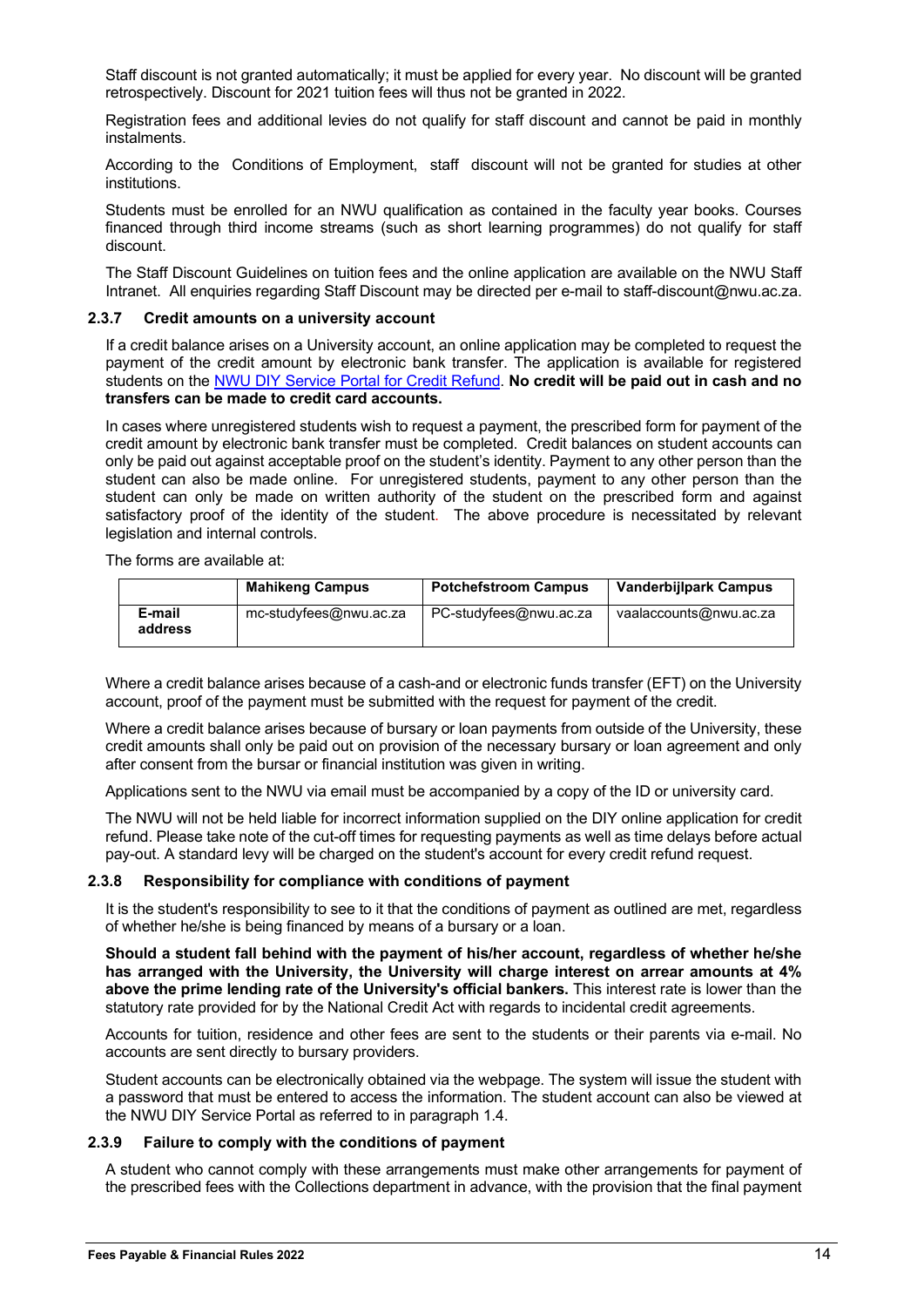Staff discount is not granted automatically; it must be applied for every year. No discount will be granted retrospectively. Discount for 2021 tuition fees will thus not be granted in 2022.

Registration fees and additional levies do not qualify for staff discount and cannot be paid in monthly instalments.

According to the Conditions of Employment, staff discount will not be granted for studies at other institutions.

Students must be enrolled for an NWU qualification as contained in the faculty year books. Courses financed through third income streams (such as short learning programmes) do not qualify for staff discount.

The Staff Discount Guidelines on tuition fees and the online application are available on the NWU Staff Intranet. All enquiries regarding Staff Discount may be directed per e-mail to staff-discount@nwu.ac.za.

### 2.3.7 Credit amounts on a university account

If a credit balance arises on a University account, an online application may be completed to request the payment of the credit amount by electronic bank transfer. The application is available for registered students on the NWU DIY Service Portal for Credit Refund. **No credit will be paid out in cash and no transfers can be made to credit card accounts.**

In cases where unregistered students wish to request a payment, the prescribed form for payment of the credit amount by electronic bank transfer must be completed. Credit balances on student accounts can only be paid out against acceptable proof on the student's identity. Payment to any other person than the student can also be made online. For unregistered students, payment to any other person than the student can only be made on written authority of the student on the prescribed form and against satisfactory proof of the identity of the student. The above procedure is necessitated by relevant legislation and internal controls.

The forms are available at:

| | Mahikeng Campus | Potchefstroom Campus | Vanderbijlpark Campus |
|---|---|---|---|
| **E-mail address** | mc-studyfees@nwu.ac.za | PC-studyfees@nwu.ac.za | vaalaccounts@nwu.ac.za |

Where a credit balance arises because of a cash-and or electronic funds transfer (EFT) on the University account, proof of the payment must be submitted with the request for payment of the credit.

Where a credit balance arises because of bursary or loan payments from outside of the University, these credit amounts shall only be paid out on provision of the necessary bursary or loan agreement and only after consent from the bursar or financial institution was given in writing.

Applications sent to the NWU via email must be accompanied by a copy of the ID or university card.

The NWU will not be held liable for incorrect information supplied on the DIY online application for credit refund. Please take note of the cut-off times for requesting payments as well as time delays before actual pay-out. A standard levy will be charged on the student's account for every credit refund request.

### 2.3.8 Responsibility for compliance with conditions of payment

It is the student's responsibility to see to it that the conditions of payment as outlined are met, regardless of whether he/she is being financed by means of a bursary or a loan.

**Should a student fall behind with the payment of his/her account, regardless of whether he/she has arranged with the University, the University will charge interest on arrear amounts at 4% above the prime lending rate of the University's official bankers.** This interest rate is lower than the statutory rate provided for by the National Credit Act with regards to incidental credit agreements.

Accounts for tuition, residence and other fees are sent to the students or their parents via e-mail. No accounts are sent directly to bursary providers.

Student accounts can be electronically obtained via the webpage. The system will issue the student with a password that must be entered to access the information. The student account can also be viewed at the NWU DIY Service Portal as referred to in paragraph 1.4.

### 2.3.9 Failure to comply with the conditions of payment

A student who cannot comply with these arrangements must make other arrangements for payment of the prescribed fees with the Collections department in advance, with the provision that the final payment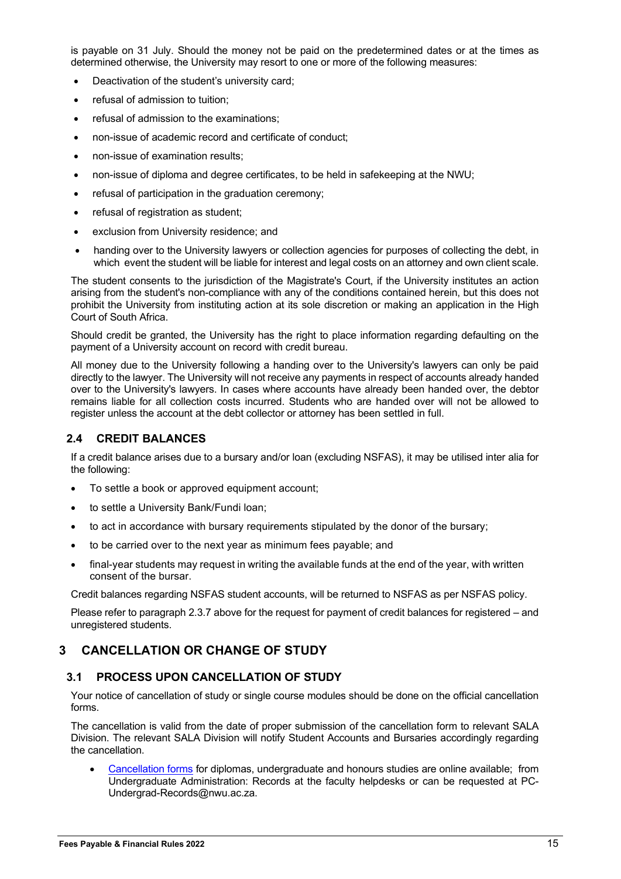is payable on 31 July. Should the money not be paid on the predetermined dates or at the times as determined otherwise, the University may resort to one or more of the following measures:

- Deactivation of the student's university card;
- refusal of admission to tuition;
- refusal of admission to the examinations;
- non-issue of academic record and certificate of conduct;
- non-issue of examination results;
- non-issue of diploma and degree certificates, to be held in safekeeping at the NWU;
- refusal of participation in the graduation ceremony;
- refusal of registration as student;
- exclusion from University residence; and
- handing over to the University lawyers or collection agencies for purposes of collecting the debt, in which event the student will be liable for interest and legal costs on an attorney and own client scale.

The student consents to the jurisdiction of the Magistrate's Court, if the University institutes an action arising from the student's non-compliance with any of the conditions contained herein, but this does not prohibit the University from instituting action at its sole discretion or making an application in the High Court of South Africa.

Should credit be granted, the University has the right to place information regarding defaulting on the payment of a University account on record with credit bureau.

All money due to the University following a handing over to the University's lawyers can only be paid directly to the lawyer. The University will not receive any payments in respect of accounts already handed over to the University's lawyers. In cases where accounts have already been handed over, the debtor remains liable for all collection costs incurred. Students who are handed over will not be allowed to register unless the account at the debt collector or attorney has been settled in full.

### 2.4 CREDIT BALANCES

If a credit balance arises due to a bursary and/or loan (excluding NSFAS), it may be utilised inter alia for the following:

- To settle a book or approved equipment account;
- to settle a University Bank/Fundi loan;
- to act in accordance with bursary requirements stipulated by the donor of the bursary;
- to be carried over to the next year as minimum fees payable; and
- final-year students may request in writing the available funds at the end of the year, with written consent of the bursar.

Credit balances regarding NSFAS student accounts, will be returned to NSFAS as per NSFAS policy.

Please refer to paragraph 2.3.7 above for the request for payment of credit balances for registered – and unregistered students.

## 3 CANCELLATION OR CHANGE OF STUDY

### 3.1 PROCESS UPON CANCELLATION OF STUDY

Your notice of cancellation of study or single course modules should be done on the official cancellation forms.

The cancellation is valid from the date of proper submission of the cancellation form to relevant SALA Division. The relevant SALA Division will notify Student Accounts and Bursaries accordingly regarding the cancellation.

- Cancellation forms for diplomas, undergraduate and honours studies are online available; from Undergraduate Administration: Records at the faculty helpdesks or can be requested at PC-Undergrad-Records@nwu.ac.za.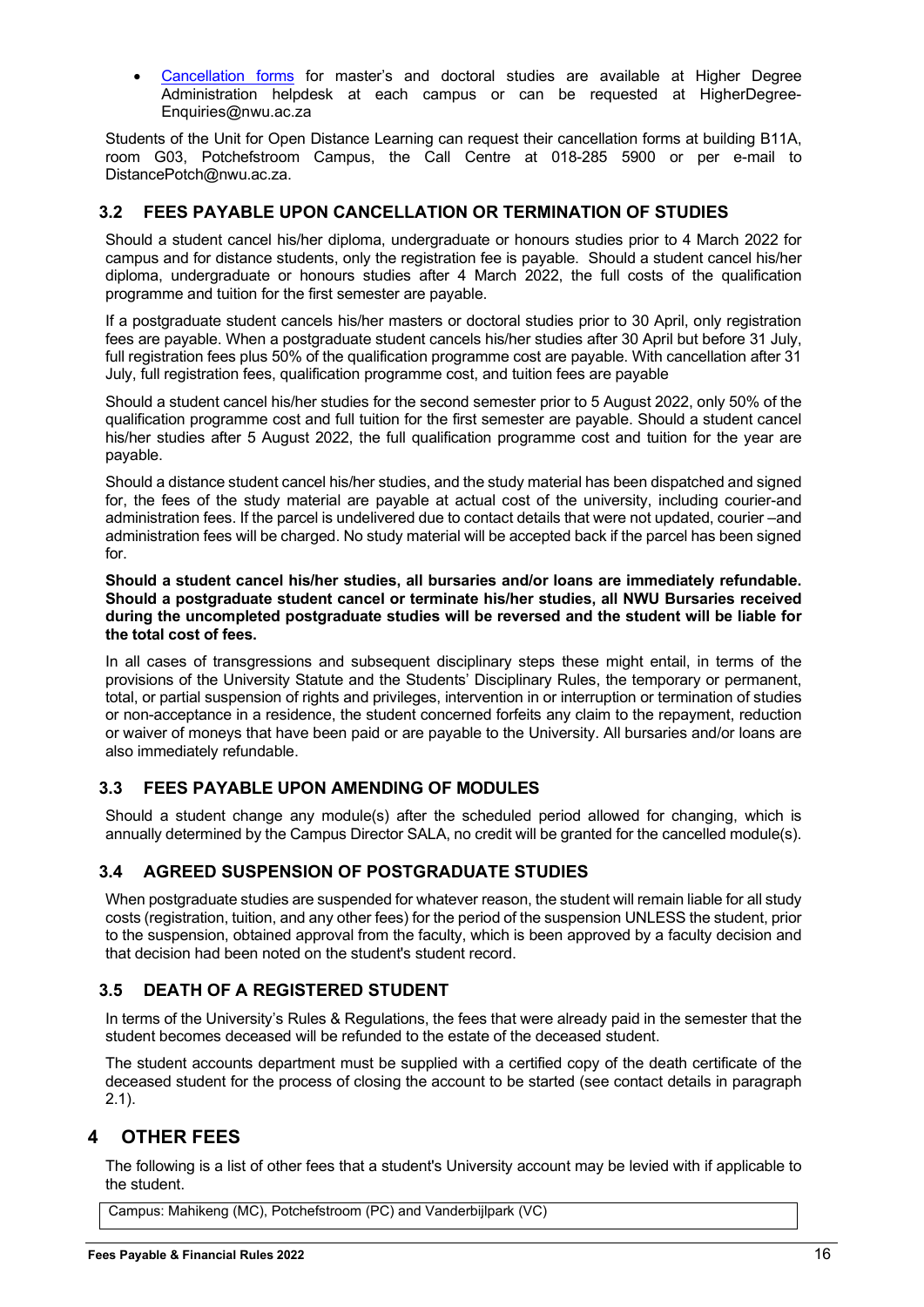- [Cancellation forms](#) for master's and doctoral studies are available at Higher Degree Administration helpdesk at each campus or can be requested at HigherDegree-Enquiries@nwu.ac.za

Students of the Unit for Open Distance Learning can request their cancellation forms at building B11A, room G03, Potchefstroom Campus, the Call Centre at 018-285 5900 or per e-mail to DistancePotch@nwu.ac.za.

### 3.2 FEES PAYABLE UPON CANCELLATION OR TERMINATION OF STUDIES

Should a student cancel his/her diploma, undergraduate or honours studies prior to 4 March 2022 for campus and for distance students, only the registration fee is payable. Should a student cancel his/her diploma, undergraduate or honours studies after 4 March 2022, the full costs of the qualification programme and tuition for the first semester are payable.

If a postgraduate student cancels his/her masters or doctoral studies prior to 30 April, only registration fees are payable. When a postgraduate student cancels his/her studies after 30 April but before 31 July, full registration fees plus 50% of the qualification programme cost are payable. With cancellation after 31 July, full registration fees, qualification programme cost, and tuition fees are payable

Should a student cancel his/her studies for the second semester prior to 5 August 2022, only 50% of the qualification programme cost and full tuition for the first semester are payable. Should a student cancel his/her studies after 5 August 2022, the full qualification programme cost and tuition for the year are payable.

Should a distance student cancel his/her studies, and the study material has been dispatched and signed for, the fees of the study material are payable at actual cost of the university, including courier-and administration fees. If the parcel is undelivered due to contact details that were not updated, courier –and administration fees will be charged. No study material will be accepted back if the parcel has been signed for.

**Should a student cancel his/her studies, all bursaries and/or loans are immediately refundable. Should a postgraduate student cancel or terminate his/her studies, all NWU Bursaries received during the uncompleted postgraduate studies will be reversed and the student will be liable for the total cost of fees.**

In all cases of transgressions and subsequent disciplinary steps these might entail, in terms of the provisions of the University Statute and the Students' Disciplinary Rules, the temporary or permanent, total, or partial suspension of rights and privileges, intervention in or interruption or termination of studies or non-acceptance in a residence, the student concerned forfeits any claim to the repayment, reduction or waiver of moneys that have been paid or are payable to the University. All bursaries and/or loans are also immediately refundable.

### 3.3 FEES PAYABLE UPON AMENDING OF MODULES

Should a student change any module(s) after the scheduled period allowed for changing, which is annually determined by the Campus Director SALA, no credit will be granted for the cancelled module(s).

### 3.4 AGREED SUSPENSION OF POSTGRADUATE STUDIES

When postgraduate studies are suspended for whatever reason, the student will remain liable for all study costs (registration, tuition, and any other fees) for the period of the suspension UNLESS the student, prior to the suspension, obtained approval from the faculty, which is been approved by a faculty decision and that decision had been noted on the student's student record.

### 3.5 DEATH OF A REGISTERED STUDENT

In terms of the University's Rules & Regulations, the fees that were already paid in the semester that the student becomes deceased will be refunded to the estate of the deceased student.

The student accounts department must be supplied with a certified copy of the death certificate of the deceased student for the process of closing the account to be started (see contact details in paragraph 2.1).

## 4 OTHER FEES

The following is a list of other fees that a student's University account may be levied with if applicable to the student.

| Campus: Mahikeng (MC), Potchefstroom (PC) and Vanderbijlpark (VC) |
|---|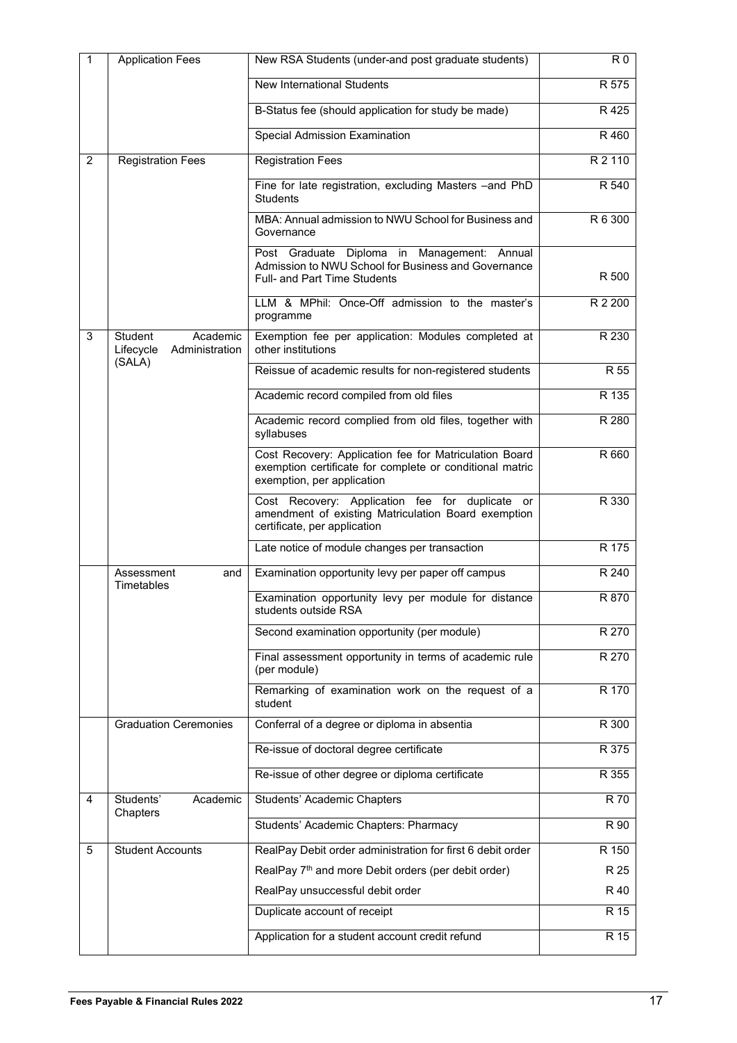| | | | |
|---|---|---|---|
| 1 | Application Fees | New RSA Students (under-and post graduate students) | R 0 |
| | | New International Students | R 575 |
| | | B-Status fee (should application for study be made) | R 425 |
| | | Special Admission Examination | R 460 |
| 2 | Registration Fees | Registration Fees | R 2 110 |
| | | Fine for late registration, excluding Masters –and PhD Students | R 540 |
| | | MBA: Annual admission to NWU School for Business and Governance | R 6 300 |
| | | Post Graduate Diploma in Management: Annual Admission to NWU School for Business and Governance Full- and Part Time Students | R 500 |
| | | LLM & MPhil: Once-Off admission to the master's programme | R 2 200 |
| 3 | Student Academic Lifecycle Administration (SALA) | Exemption fee per application: Modules completed at other institutions | R 230 |
| | | Reissue of academic results for non-registered students | R 55 |
| | | Academic record compiled from old files | R 135 |
| | | Academic record complied from old files, together with syllabuses | R 280 |
| | | Cost Recovery: Application fee for Matriculation Board exemption certificate for complete or conditional matric exemption, per application | R 660 |
| | | Cost Recovery: Application fee for duplicate or amendment of existing Matriculation Board exemption certificate, per application | R 330 |
| | | Late notice of module changes per transaction | R 175 |
| | Assessment and Timetables | Examination opportunity levy per paper off campus | R 240 |
| | | Examination opportunity levy per module for distance students outside RSA | R 870 |
| | | Second examination opportunity (per module) | R 270 |
| | | Final assessment opportunity in terms of academic rule (per module) | R 270 |
| | | Remarking of examination work on the request of a student | R 170 |
| | Graduation Ceremonies | Conferral of a degree or diploma in absentia | R 300 |
| | | Re-issue of doctoral degree certificate | R 375 |
| | | Re-issue of other degree or diploma certificate | R 355 |
| 4 | Students' Academic Chapters | Students' Academic Chapters | R 70 |
| | | Students' Academic Chapters: Pharmacy | R 90 |
| 5 | Student Accounts | RealPay Debit order administration for first 6 debit order | R 150 |
| | | RealPay 7th and more Debit orders (per debit order) | R 25 |
| | | RealPay unsuccessful debit order | R 40 |
| | | Duplicate account of receipt | R 15 |
| | | Application for a student account credit refund | R 15 |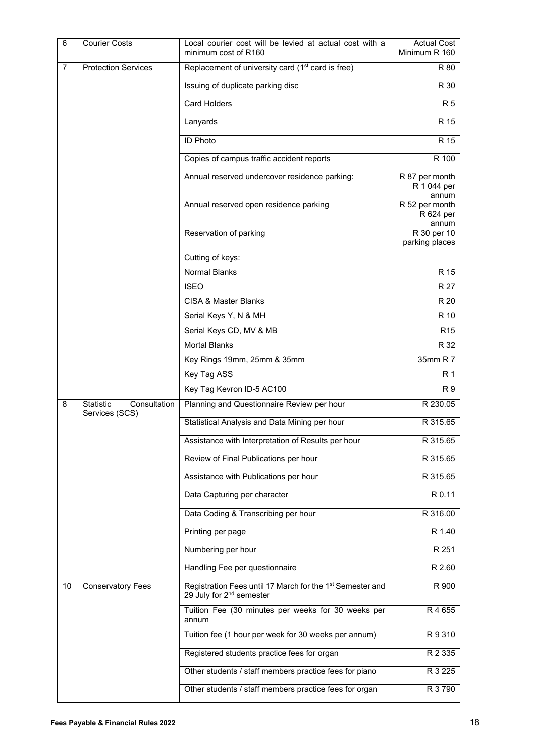| | | | |
|---|---|---|---|
| 6 | Courier Costs | Local courier cost will be levied at actual cost with a minimum cost of R160 | Actual Cost Minimum R 160 |
| 7 | Protection Services | Replacement of university card (1st card is free) | R 80 |
| | | Issuing of duplicate parking disc | R 30 |
| | | Card Holders | R 5 |
| | | Lanyards | R 15 |
| | | ID Photo | R 15 |
| | | Copies of campus traffic accident reports | R 100 |
| | | Annual reserved undercover residence parking: | R 87 per month R 1 044 per annum |
| | | Annual reserved open residence parking | R 52 per month R 624 per annum |
| | | Reservation of parking | R 30 per 10 parking places |
| | | Cutting of keys: | |
| | | Normal Blanks | R 15 |
| | | ISEO | R 27 |
| | | CISA & Master Blanks | R 20 |
| | | Serial Keys Y, N & MH | R 10 |
| | | Serial Keys CD, MV & MB | R15 |
| | | Mortal Blanks | R 32 |
| | | Key Rings 19mm, 25mm & 35mm | 35mm R 7 |
| | | Key Tag ASS | R 1 |
| | | Key Tag Kevron ID-5 AC100 | R 9 |
| 8 | Statistic Consultation Services (SCS) | Planning and Questionnaire Review per hour | R 230.05 |
| | | Statistical Analysis and Data Mining per hour | R 315.65 |
| | | Assistance with Interpretation of Results per hour | R 315.65 |
| | | Review of Final Publications per hour | R 315.65 |
| | | Assistance with Publications per hour | R 315.65 |
| | | Data Capturing per character | R 0.11 |
| | | Data Coding & Transcribing per hour | R 316.00 |
| | | Printing per page | R 1.40 |
| | | Numbering per hour | R 251 |
| | | Handling Fee per questionnaire | R 2.60 |
| 10 | Conservatory Fees | Registration Fees until 17 March for the 1st Semester and 29 July for 2nd semester | R 900 |
| | | Tuition Fee (30 minutes per weeks for 30 weeks per annum | R 4 655 |
| | | Tuition fee (1 hour per week for 30 weeks per annum) | R 9 310 |
| | | Registered students practice fees for organ | R 2 335 |
| | | Other students / staff members practice fees for piano | R 3 225 |
| | | Other students / staff members practice fees for organ | R 3 790 |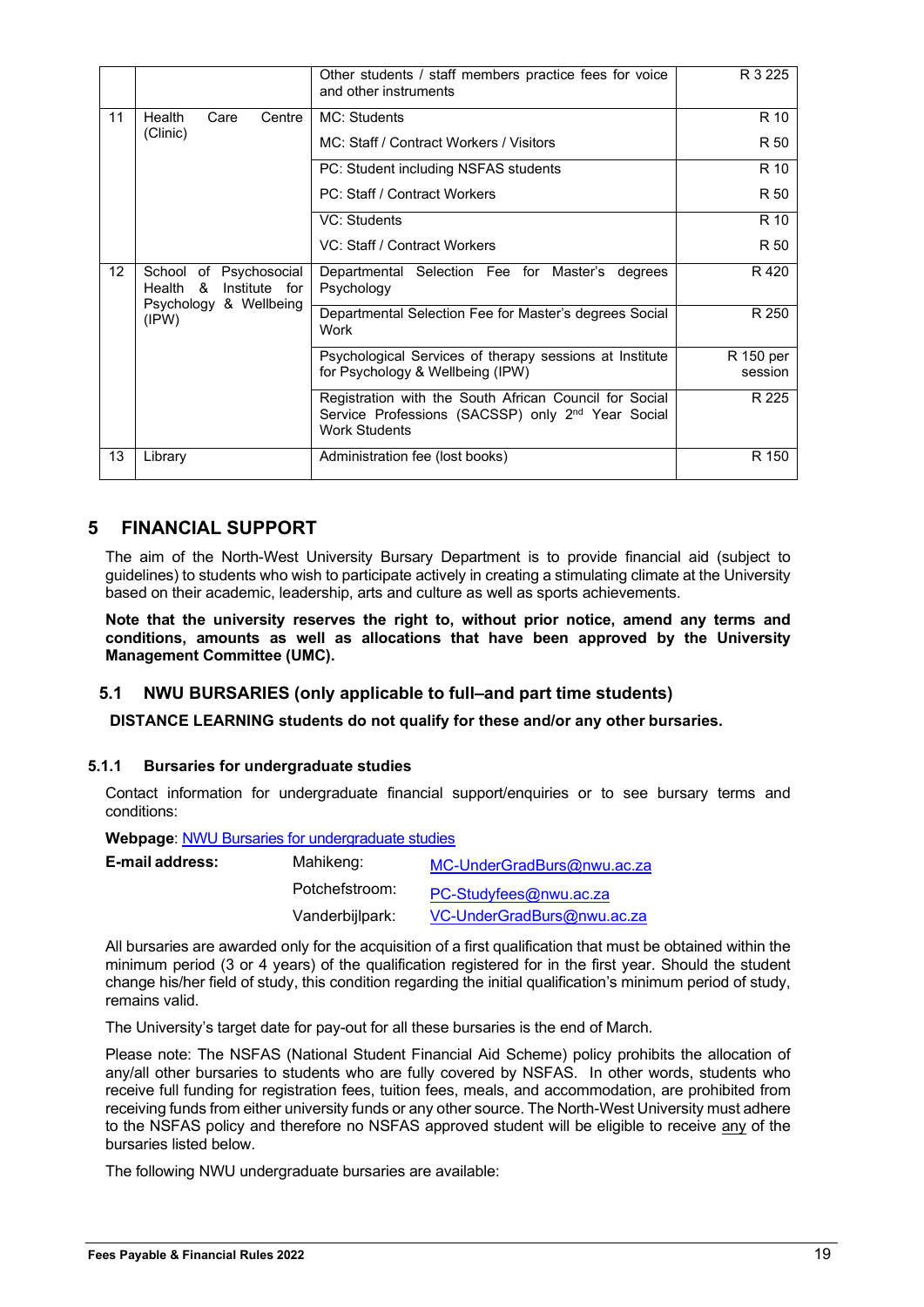| | | | |
|---|---|---|---|
| | | Other students / staff members practice fees for voice and other instruments | R 3 225 |
| 11 | Health Care Centre (Clinic) | MC: Students | R 10 |
| | | MC: Staff / Contract Workers / Visitors | R 50 |
| | | PC: Student including NSFAS students | R 10 |
| | | PC: Staff / Contract Workers | R 50 |
| | | VC: Students | R 10 |
| | | VC: Staff / Contract Workers | R 50 |
| 12 | School of Psychosocial Health & Institute for Psychology & Wellbeing (IPW) | Departmental Selection Fee for Master's degrees Psychology | R 420 |
| | | Departmental Selection Fee for Master's degrees Social Work | R 250 |
| | | Psychological Services of therapy sessions at Institute for Psychology & Wellbeing (IPW) | R 150 per session |
| | | Registration with the South African Council for Social Service Professions (SACSSP) only 2nd Year Social Work Students | R 225 |
| 13 | Library | Administration fee (lost books) | R 150 |

# 5 FINANCIAL SUPPORT

The aim of the North-West University Bursary Department is to provide financial aid (subject to guidelines) to students who wish to participate actively in creating a stimulating climate at the University based on their academic, leadership, arts and culture as well as sports achievements.

**Note that the university reserves the right to, without prior notice, amend any terms and conditions, amounts as well as allocations that have been approved by the University Management Committee (UMC).**

## 5.1 NWU BURSARIES (only applicable to full–and part time students)

**DISTANCE LEARNING students do not qualify for these and/or any other bursaries.**

### 5.1.1 Bursaries for undergraduate studies

Contact information for undergraduate financial support/enquiries or to see bursary terms and conditions:

**Webpage**: NWU Bursaries for undergraduate studies

| | | |
|---|---|---|
| **E-mail address:** | Mahikeng: | MC-UnderGradBurs@nwu.ac.za |
| | Potchefstroom: | PC-Studyfees@nwu.ac.za |
| | Vanderbijlpark: | VC-UnderGradBurs@nwu.ac.za |

All bursaries are awarded only for the acquisition of a first qualification that must be obtained within the minimum period (3 or 4 years) of the qualification registered for in the first year. Should the student change his/her field of study, this condition regarding the initial qualification's minimum period of study, remains valid.

The University's target date for pay-out for all these bursaries is the end of March.

Please note: The NSFAS (National Student Financial Aid Scheme) policy prohibits the allocation of any/all other bursaries to students who are fully covered by NSFAS. In other words, students who receive full funding for registration fees, tuition fees, meals, and accommodation, are prohibited from receiving funds from either university funds or any other source. The North-West University must adhere to the NSFAS policy and therefore no NSFAS approved student will be eligible to receive any of the bursaries listed below.

The following NWU undergraduate bursaries are available: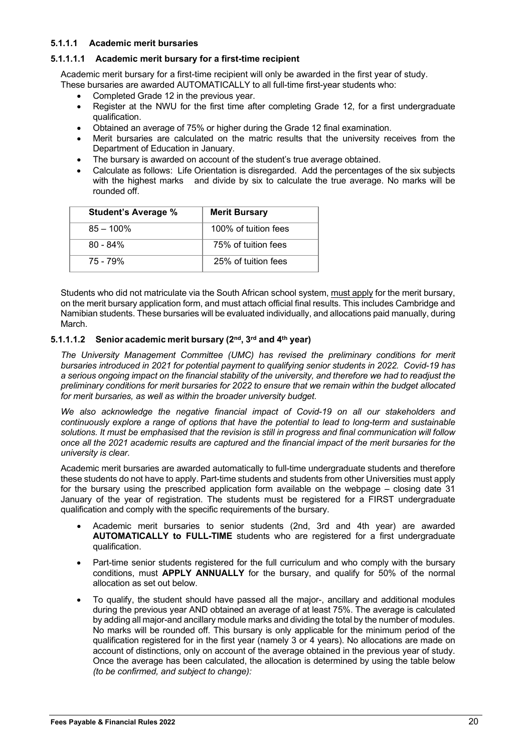#### 5.1.1.1 Academic merit bursaries

##### 5.1.1.1.1 Academic merit bursary for a first-time recipient

Academic merit bursary for a first-time recipient will only be awarded in the first year of study.
These bursaries are awarded AUTOMATICALLY to all full-time first-year students who:

- Completed Grade 12 in the previous year.
- Register at the NWU for the first time after completing Grade 12, for a first undergraduate qualification.
- Obtained an average of 75% or higher during the Grade 12 final examination.
- Merit bursaries are calculated on the matric results that the university receives from the Department of Education in January.
- The bursary is awarded on account of the student's true average obtained.
- Calculate as follows: Life Orientation is disregarded. Add the percentages of the six subjects with the highest marks and divide by six to calculate the true average. No marks will be rounded off.

| Student's Average % | Merit Bursary |
|---|---|
| 85 – 100% | 100% of tuition fees |
| 80 - 84% | 75% of tuition fees |
| 75 - 79% | 25% of tuition fees |

Students who did not matriculate via the South African school system, must apply for the merit bursary, on the merit bursary application form, and must attach official final results. This includes Cambridge and Namibian students. These bursaries will be evaluated individually, and allocations paid manually, during March.

##### 5.1.1.1.2 Senior academic merit bursary (2nd, 3rd and 4th year)

*The University Management Committee (UMC) has revised the preliminary conditions for merit bursaries introduced in 2021 for potential payment to qualifying senior students in 2022. Covid-19 has a serious ongoing impact on the financial stability of the university, and therefore we had to readjust the preliminary conditions for merit bursaries for 2022 to ensure that we remain within the budget allocated for merit bursaries, as well as within the broader university budget.*

*We also acknowledge the negative financial impact of Covid-19 on all our stakeholders and continuously explore a range of options that have the potential to lead to long-term and sustainable solutions. It must be emphasised that the revision is still in progress and final communication will follow once all the 2021 academic results are captured and the financial impact of the merit bursaries for the university is clear.*

Academic merit bursaries are awarded automatically to full-time undergraduate students and therefore these students do not have to apply. Part-time students and students from other Universities must apply for the bursary using the prescribed application form available on the webpage – closing date 31 January of the year of registration. The students must be registered for a FIRST undergraduate qualification and comply with the specific requirements of the bursary.

- Academic merit bursaries to senior students (2nd, 3rd and 4th year) are awarded **AUTOMATICALLY to FULL-TIME** students who are registered for a first undergraduate qualification.
- Part-time senior students registered for the full curriculum and who comply with the bursary conditions, must **APPLY ANNUALLY** for the bursary, and qualify for 50% of the normal allocation as set out below.
- To qualify, the student should have passed all the major-, ancillary and additional modules during the previous year AND obtained an average of at least 75%. The average is calculated by adding all major-and ancillary module marks and dividing the total by the number of modules. No marks will be rounded off. This bursary is only applicable for the minimum period of the qualification registered for in the first year (namely 3 or 4 years). No allocations are made on account of distinctions, only on account of the average obtained in the previous year of study. Once the average has been calculated, the allocation is determined by using the table below *(to be confirmed, and subject to change):*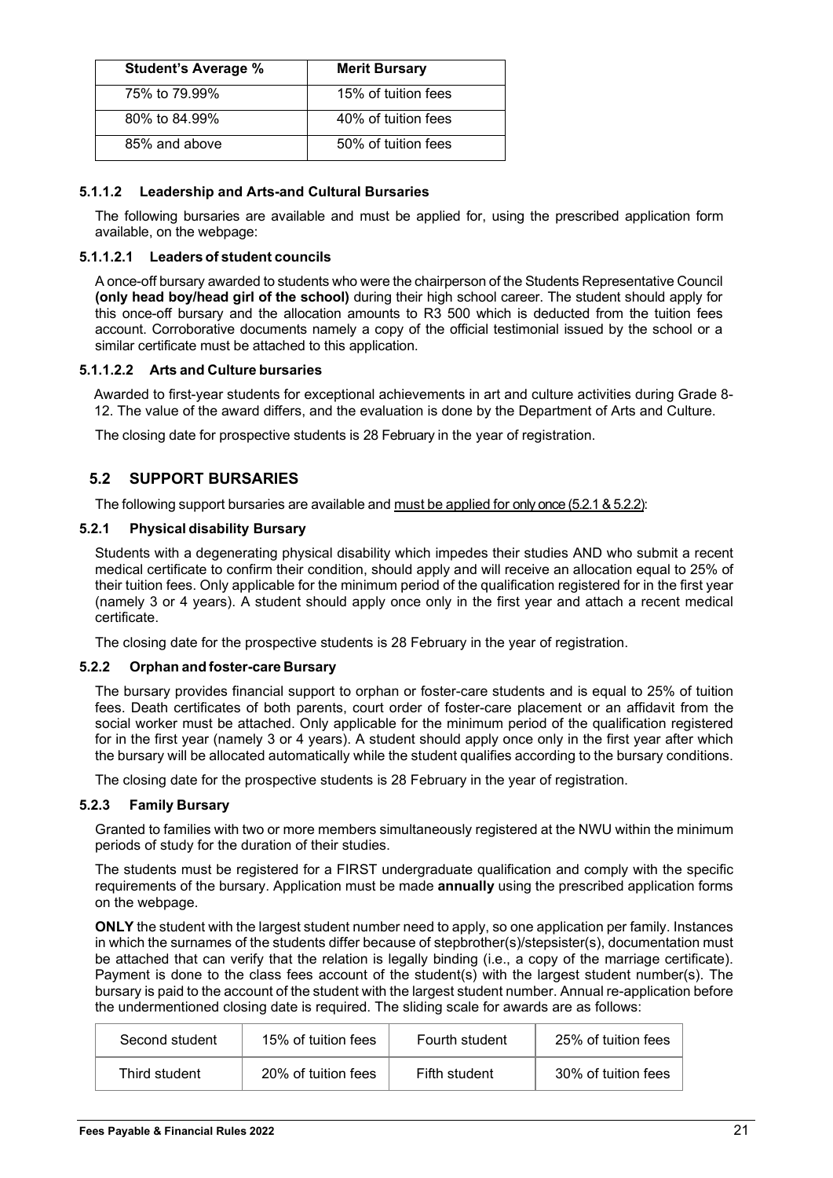| Student's Average % | Merit Bursary |
|---|---|
| 75% to 79.99% | 15% of tuition fees |
| 80% to 84.99% | 40% of tuition fees |
| 85% and above | 50% of tuition fees |

#### 5.1.1.2 Leadership and Arts-and Cultural Bursaries

The following bursaries are available and must be applied for, using the prescribed application form available, on the webpage:

##### 5.1.1.2.1 Leaders of student councils

A once-off bursary awarded to students who were the chairperson of the Students Representative Council **(only head boy/head girl of the school)** during their high school career. The student should apply for this once-off bursary and the allocation amounts to R3 500 which is deducted from the tuition fees account. Corroborative documents namely a copy of the official testimonial issued by the school or a similar certificate must be attached to this application.

##### 5.1.1.2.2 Arts and Culture bursaries

Awarded to first-year students for exceptional achievements in art and culture activities during Grade 8-12. The value of the award differs, and the evaluation is done by the Department of Arts and Culture.

The closing date for prospective students is 28 February in the year of registration.

## 5.2 SUPPORT BURSARIES

The following support bursaries are available and must be applied for only once (5.2.1 & 5.2.2):

### 5.2.1 Physical disability Bursary

Students with a degenerating physical disability which impedes their studies AND who submit a recent medical certificate to confirm their condition, should apply and will receive an allocation equal to 25% of their tuition fees. Only applicable for the minimum period of the qualification registered for in the first year (namely 3 or 4 years). A student should apply once only in the first year and attach a recent medical certificate.

The closing date for the prospective students is 28 February in the year of registration.

### 5.2.2 Orphan and foster-care Bursary

The bursary provides financial support to orphan or foster-care students and is equal to 25% of tuition fees. Death certificates of both parents, court order of foster-care placement or an affidavit from the social worker must be attached. Only applicable for the minimum period of the qualification registered for in the first year (namely 3 or 4 years). A student should apply once only in the first year after which the bursary will be allocated automatically while the student qualifies according to the bursary conditions.

The closing date for the prospective students is 28 February in the year of registration.

### 5.2.3 Family Bursary

Granted to families with two or more members simultaneously registered at the NWU within the minimum periods of study for the duration of their studies.

The students must be registered for a FIRST undergraduate qualification and comply with the specific requirements of the bursary. Application must be made **annually** using the prescribed application forms on the webpage.

**ONLY** the student with the largest student number need to apply, so one application per family. Instances in which the surnames of the students differ because of stepbrother(s)/stepsister(s), documentation must be attached that can verify that the relation is legally binding (i.e., a copy of the marriage certificate). Payment is done to the class fees account of the student(s) with the largest student number(s). The bursary is paid to the account of the student with the largest student number. Annual re-application before the undermentioned closing date is required. The sliding scale for awards are as follows:

| | | | |
|---|---|---|---|
| Second student | 15% of tuition fees | Fourth student | 25% of tuition fees |
| Third student | 20% of tuition fees | Fifth student | 30% of tuition fees |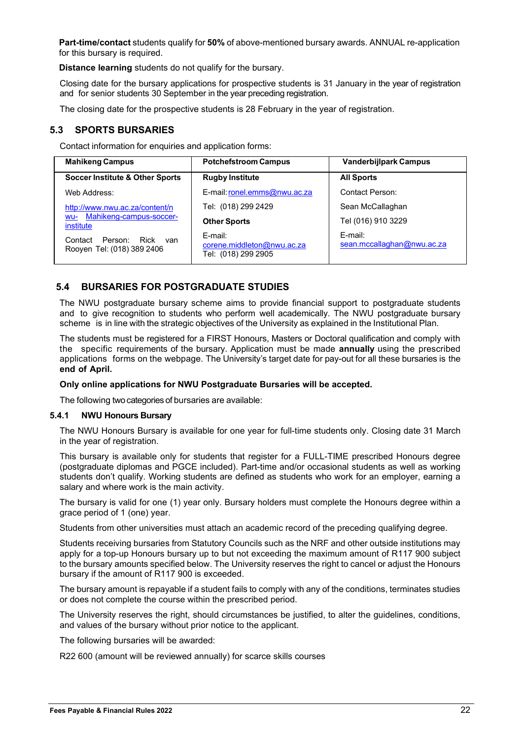**Part-time/contact** students qualify for **50%** of above-mentioned bursary awards. ANNUAL re-application for this bursary is required.

**Distance learning** students do not qualify for the bursary.

Closing date for the bursary applications for prospective students is 31 January in the year of registration and for senior students 30 September in the year preceding registration.

The closing date for the prospective students is 28 February in the year of registration.

## 5.3 SPORTS BURSARIES

Contact information for enquiries and application forms:

| Mahikeng Campus | Potchefstroom Campus | Vanderbijlpark Campus |
|---|---|---|
| **Soccer Institute & Other Sports** | **Rugby Institute** | **All Sports** |
| Web Address: | E-mail: ronel.emms@nwu.ac.za | Contact Person: |
| http://www.nwu.ac.za/content/nwu- Mahikeng-campus-soccer-institute | Tel: (018) 299 2429 | Sean McCallaghan |
| | **Other Sports** | Tel (016) 910 3229 |
| Contact Person: Rick van Rooyen Tel: (018) 389 2406 | E-mail: corene.middleton@nwu.ac.za Tel: (018) 299 2905 | E-mail: sean.mccallaghan@nwu.ac.za |

## 5.4 BURSARIES FOR POSTGRADUATE STUDIES

The NWU postgraduate bursary scheme aims to provide financial support to postgraduate students and to give recognition to students who perform well academically. The NWU postgraduate bursary scheme is in line with the strategic objectives of the University as explained in the Institutional Plan.

The students must be registered for a FIRST Honours, Masters or Doctoral qualification and comply with the specific requirements of the bursary. Application must be made **annually** using the prescribed applications forms on the webpage. The University's target date for pay-out for all these bursaries is the **end of April.**

**Only online applications for NWU Postgraduate Bursaries will be accepted.**

The following two categories of bursaries are available:

### 5.4.1 NWU Honours Bursary

The NWU Honours Bursary is available for one year for full-time students only. Closing date 31 March in the year of registration.

This bursary is available only for students that register for a FULL-TIME prescribed Honours degree (postgraduate diplomas and PGCE included). Part-time and/or occasional students as well as working students don't qualify. Working students are defined as students who work for an employer, earning a salary and where work is the main activity.

The bursary is valid for one (1) year only. Bursary holders must complete the Honours degree within a grace period of 1 (one) year.

Students from other universities must attach an academic record of the preceding qualifying degree.

Students receiving bursaries from Statutory Councils such as the NRF and other outside institutions may apply for a top-up Honours bursary up to but not exceeding the maximum amount of R117 900 subject to the bursary amounts specified below. The University reserves the right to cancel or adjust the Honours bursary if the amount of R117 900 is exceeded.

The bursary amount is repayable if a student fails to comply with any of the conditions, terminates studies or does not complete the course within the prescribed period.

The University reserves the right, should circumstances be justified, to alter the guidelines, conditions, and values of the bursary without prior notice to the applicant.

The following bursaries will be awarded:

R22 600 (amount will be reviewed annually) for scarce skills courses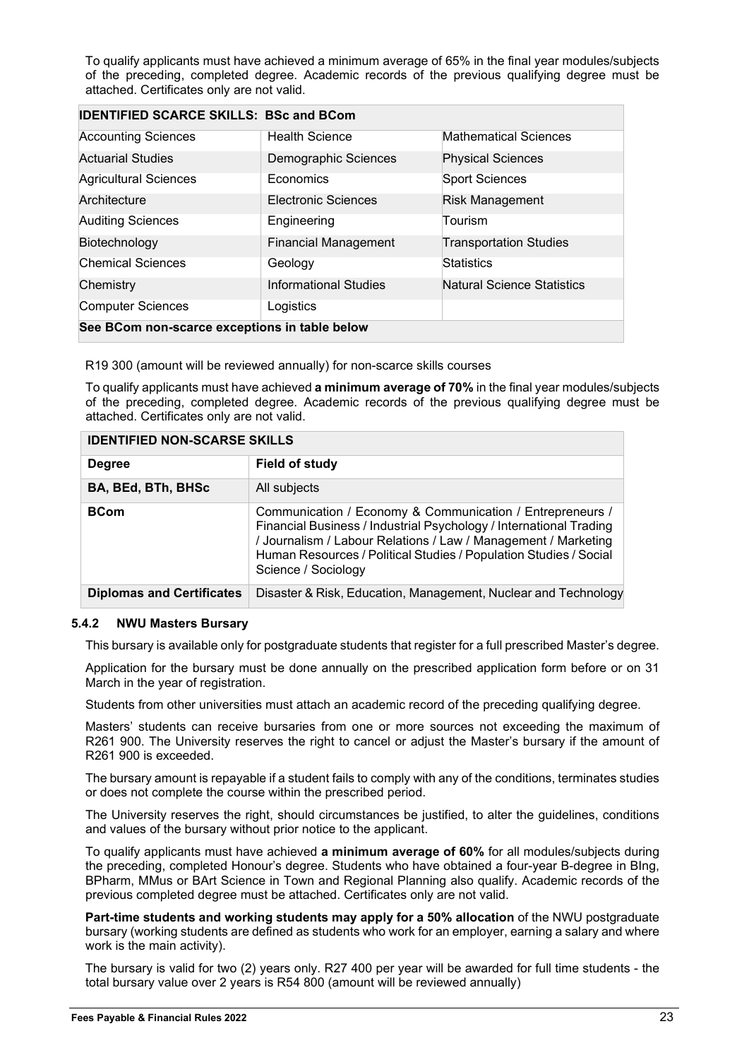To qualify applicants must have achieved a minimum average of 65% in the final year modules/subjects of the preceding, completed degree. Academic records of the previous qualifying degree must be attached. Certificates only are not valid.

| **IDENTIFIED SCARCE SKILLS: BSc and BCom** | | |
|---|---|---|
| Accounting Sciences | Health Science | Mathematical Sciences |
| Actuarial Studies | Demographic Sciences | Physical Sciences |
| Agricultural Sciences | Economics | Sport Sciences |
| Architecture | Electronic Sciences | Risk Management |
| Auditing Sciences | Engineering | Tourism |
| Biotechnology | Financial Management | Transportation Studies |
| Chemical Sciences | Geology | Statistics |
| Chemistry | Informational Studies | Natural Science Statistics |
| Computer Sciences | Logistics | |
| **See BCom non-scarce exceptions in table below** | | |

R19 300 (amount will be reviewed annually) for non-scarce skills courses

To qualify applicants must have achieved **a minimum average of 70%** in the final year modules/subjects of the preceding, completed degree. Academic records of the previous qualifying degree must be attached. Certificates only are not valid.

| **IDENTIFIED NON-SCARSE SKILLS** | |
|---|---|
| **Degree** | **Field of study** |
| **BA, BEd, BTh, BHSc** | All subjects |
| **BCom** | Communication / Economy & Communication / Entrepreneurs / Financial Business / Industrial Psychology / International Trading / Journalism / Labour Relations / Law / Management / Marketing Human Resources / Political Studies / Population Studies / Social Science / Sociology |
| **Diplomas and Certificates** | Disaster & Risk, Education, Management, Nuclear and Technology |

### 5.4.2 NWU Masters Bursary

This bursary is available only for postgraduate students that register for a full prescribed Master's degree.

Application for the bursary must be done annually on the prescribed application form before or on 31 March in the year of registration.

Students from other universities must attach an academic record of the preceding qualifying degree.

Masters' students can receive bursaries from one or more sources not exceeding the maximum of R261 900. The University reserves the right to cancel or adjust the Master's bursary if the amount of R261 900 is exceeded.

The bursary amount is repayable if a student fails to comply with any of the conditions, terminates studies or does not complete the course within the prescribed period.

The University reserves the right, should circumstances be justified, to alter the guidelines, conditions and values of the bursary without prior notice to the applicant.

To qualify applicants must have achieved **a minimum average of 60%** for all modules/subjects during the preceding, completed Honour's degree. Students who have obtained a four-year B-degree in BIng, BPharm, MMus or BArt Science in Town and Regional Planning also qualify. Academic records of the previous completed degree must be attached. Certificates only are not valid.

**Part-time students and working students may apply for a 50% allocation** of the NWU postgraduate bursary (working students are defined as students who work for an employer, earning a salary and where work is the main activity).

The bursary is valid for two (2) years only. R27 400 per year will be awarded for full time students - the total bursary value over 2 years is R54 800 (amount will be reviewed annually)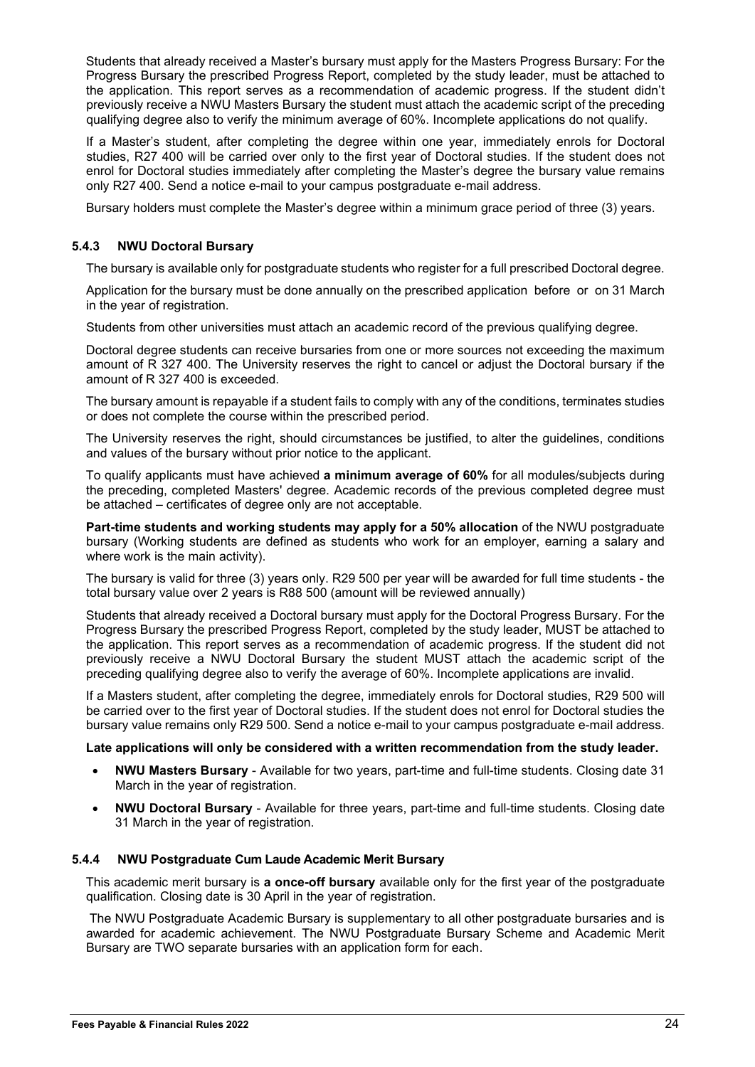Students that already received a Master's bursary must apply for the Masters Progress Bursary: For the Progress Bursary the prescribed Progress Report, completed by the study leader, must be attached to the application. This report serves as a recommendation of academic progress. If the student didn't previously receive a NWU Masters Bursary the student must attach the academic script of the preceding qualifying degree also to verify the minimum average of 60%. Incomplete applications do not qualify.

If a Master's student, after completing the degree within one year, immediately enrols for Doctoral studies, R27 400 will be carried over only to the first year of Doctoral studies. If the student does not enrol for Doctoral studies immediately after completing the Master's degree the bursary value remains only R27 400. Send a notice e-mail to your campus postgraduate e-mail address.

Bursary holders must complete the Master's degree within a minimum grace period of three (3) years.

### 5.4.3 NWU Doctoral Bursary

The bursary is available only for postgraduate students who register for a full prescribed Doctoral degree.

Application for the bursary must be done annually on the prescribed application before or on 31 March in the year of registration.

Students from other universities must attach an academic record of the previous qualifying degree.

Doctoral degree students can receive bursaries from one or more sources not exceeding the maximum amount of R 327 400. The University reserves the right to cancel or adjust the Doctoral bursary if the amount of R 327 400 is exceeded.

The bursary amount is repayable if a student fails to comply with any of the conditions, terminates studies or does not complete the course within the prescribed period.

The University reserves the right, should circumstances be justified, to alter the guidelines, conditions and values of the bursary without prior notice to the applicant.

To qualify applicants must have achieved **a minimum average of 60%** for all modules/subjects during the preceding, completed Masters' degree. Academic records of the previous completed degree must be attached – certificates of degree only are not acceptable.

**Part-time students and working students may apply for a 50% allocation** of the NWU postgraduate bursary (Working students are defined as students who work for an employer, earning a salary and where work is the main activity).

The bursary is valid for three (3) years only. R29 500 per year will be awarded for full time students - the total bursary value over 2 years is R88 500 (amount will be reviewed annually)

Students that already received a Doctoral bursary must apply for the Doctoral Progress Bursary. For the Progress Bursary the prescribed Progress Report, completed by the study leader, MUST be attached to the application. This report serves as a recommendation of academic progress. If the student did not previously receive a NWU Doctoral Bursary the student MUST attach the academic script of the preceding qualifying degree also to verify the average of 60%. Incomplete applications are invalid.

If a Masters student, after completing the degree, immediately enrols for Doctoral studies, R29 500 will be carried over to the first year of Doctoral studies. If the student does not enrol for Doctoral studies the bursary value remains only R29 500. Send a notice e-mail to your campus postgraduate e-mail address.

**Late applications will only be considered with a written recommendation from the study leader.**

- **NWU Masters Bursary** - Available for two years, part-time and full-time students. Closing date 31 March in the year of registration.
- **NWU Doctoral Bursary** - Available for three years, part-time and full-time students. Closing date 31 March in the year of registration.

### 5.4.4 NWU Postgraduate Cum Laude Academic Merit Bursary

This academic merit bursary is **a once-off bursary** available only for the first year of the postgraduate qualification. Closing date is 30 April in the year of registration.

The NWU Postgraduate Academic Bursary is supplementary to all other postgraduate bursaries and is awarded for academic achievement. The NWU Postgraduate Bursary Scheme and Academic Merit Bursary are TWO separate bursaries with an application form for each.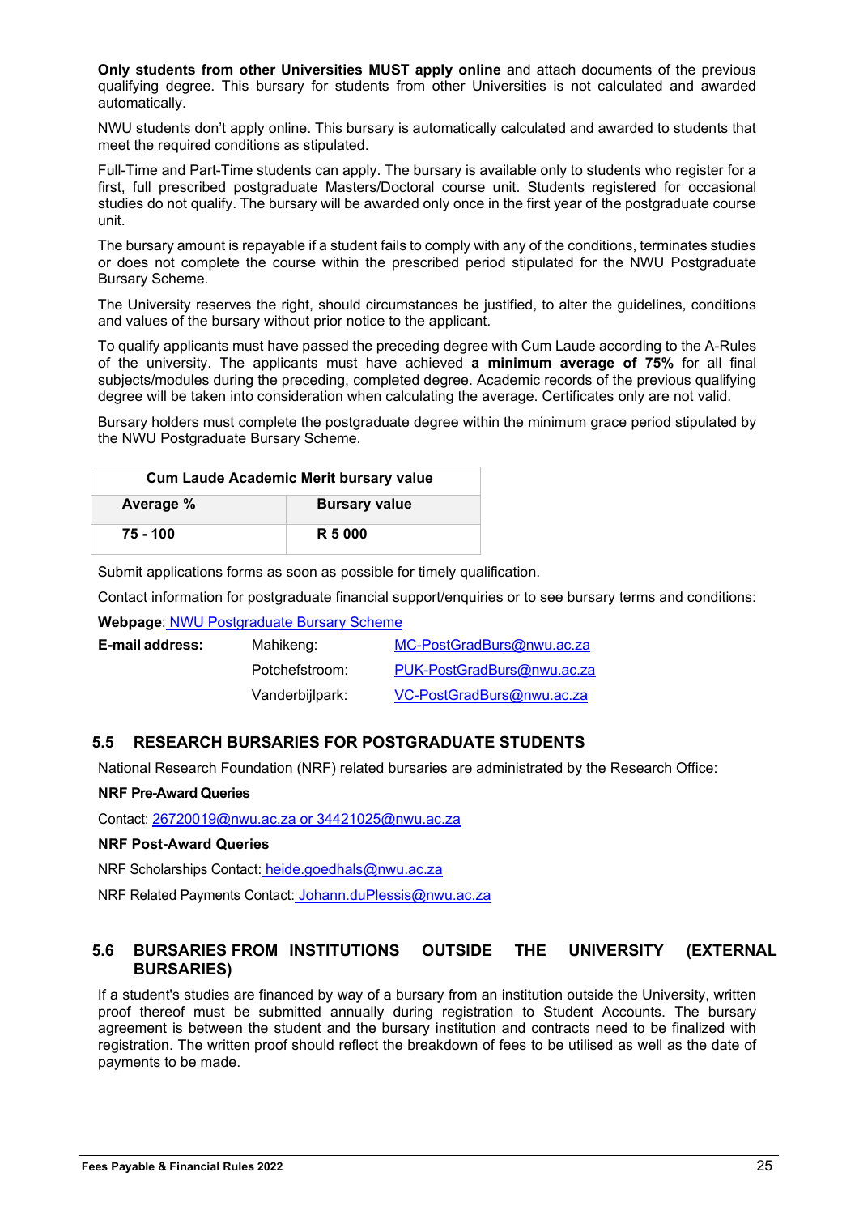**Only students from other Universities MUST apply online** and attach documents of the previous qualifying degree. This bursary for students from other Universities is not calculated and awarded automatically.

NWU students don't apply online. This bursary is automatically calculated and awarded to students that meet the required conditions as stipulated.

Full-Time and Part-Time students can apply. The bursary is available only to students who register for a first, full prescribed postgraduate Masters/Doctoral course unit. Students registered for occasional studies do not qualify. The bursary will be awarded only once in the first year of the postgraduate course unit.

The bursary amount is repayable if a student fails to comply with any of the conditions, terminates studies or does not complete the course within the prescribed period stipulated for the NWU Postgraduate Bursary Scheme.

The University reserves the right, should circumstances be justified, to alter the guidelines, conditions and values of the bursary without prior notice to the applicant.

To qualify applicants must have passed the preceding degree with Cum Laude according to the A-Rules of the university. The applicants must have achieved **a minimum average of 75%** for all final subjects/modules during the preceding, completed degree. Academic records of the previous qualifying degree will be taken into consideration when calculating the average. Certificates only are not valid.

Bursary holders must complete the postgraduate degree within the minimum grace period stipulated by the NWU Postgraduate Bursary Scheme.

| **Cum Laude Academic Merit bursary value** | |
|---|---|
| **Average %** | **Bursary value** |
| **75 - 100** | **R 5 000** |

Submit applications forms as soon as possible for timely qualification.

Contact information for postgraduate financial support/enquiries or to see bursary terms and conditions:

**Webpage**: NWU Postgraduate Bursary Scheme

| **E-mail address:** | Mahikeng: | MC-PostGradBurs@nwu.ac.za |
|---|---|---|
| | Potchefstroom: | PUK-PostGradBurs@nwu.ac.za |
| | Vanderbijlpark: | VC-PostGradBurs@nwu.ac.za |

## 5.5 RESEARCH BURSARIES FOR POSTGRADUATE STUDENTS

National Research Foundation (NRF) related bursaries are administrated by the Research Office:

**NRF Pre-Award Queries**

Contact: 26720019@nwu.ac.za or 34421025@nwu.ac.za

**NRF Post-Award Queries**

NRF Scholarships Contact: heide.goedhals@nwu.ac.za

NRF Related Payments Contact: Johann.duPlessis@nwu.ac.za

## 5.6 BURSARIES FROM INSTITUTIONS OUTSIDE THE UNIVERSITY (EXTERNAL BURSARIES)

If a student's studies are financed by way of a bursary from an institution outside the University, written proof thereof must be submitted annually during registration to Student Accounts. The bursary agreement is between the student and the bursary institution and contracts need to be finalized with registration. The written proof should reflect the breakdown of fees to be utilised as well as the date of payments to be made.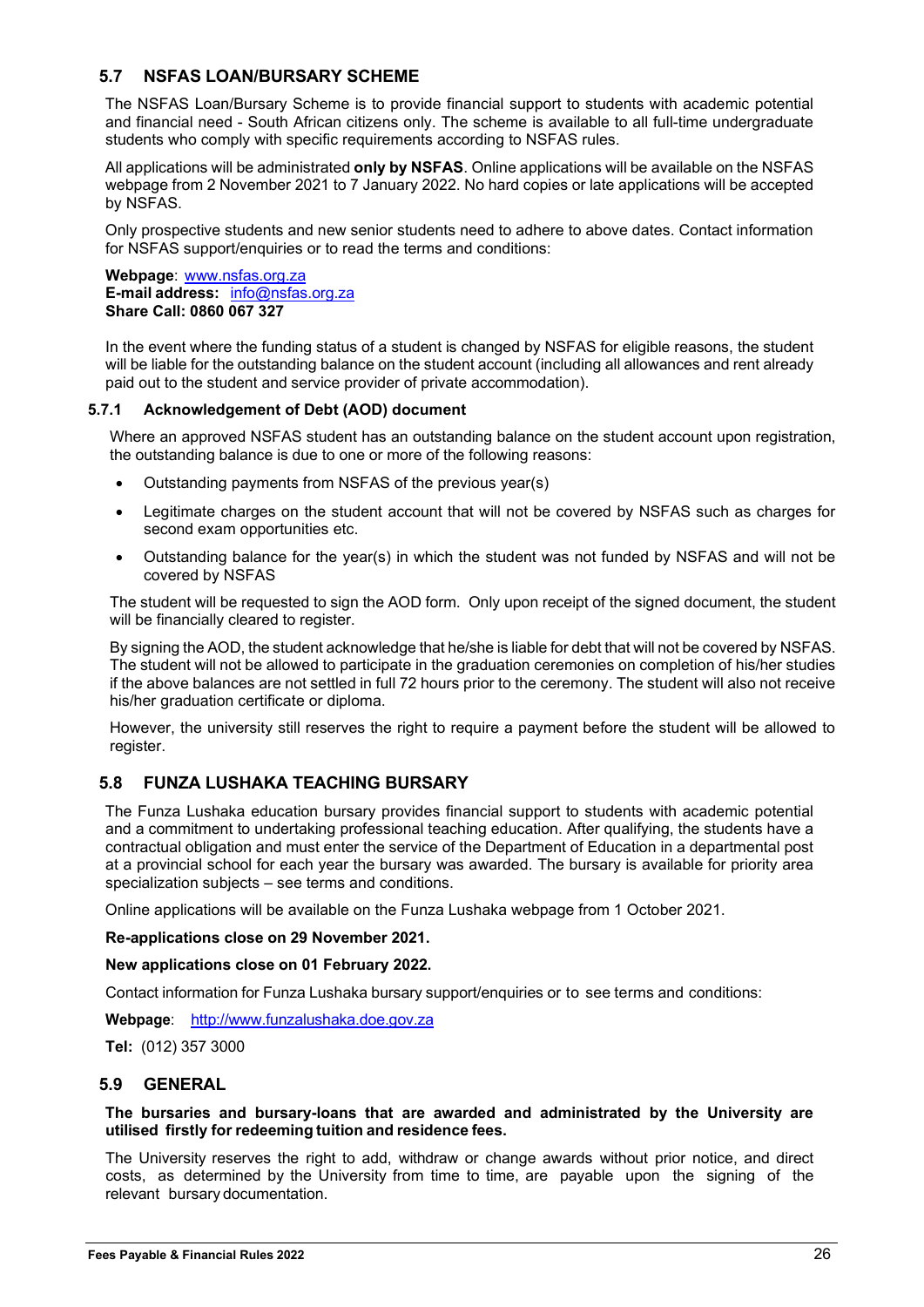## 5.7 NSFAS LOAN/BURSARY SCHEME

The NSFAS Loan/Bursary Scheme is to provide financial support to students with academic potential and financial need - South African citizens only. The scheme is available to all full-time undergraduate students who comply with specific requirements according to NSFAS rules.

All applications will be administrated **only by NSFAS**. Online applications will be available on the NSFAS webpage from 2 November 2021 to 7 January 2022. No hard copies or late applications will be accepted by NSFAS.

Only prospective students and new senior students need to adhere to above dates. Contact information for NSFAS support/enquiries or to read the terms and conditions:

**Webpage**: www.nsfas.org.za
**E-mail address:** info@nsfas.org.za
**Share Call: 0860 067 327**

In the event where the funding status of a student is changed by NSFAS for eligible reasons, the student will be liable for the outstanding balance on the student account (including all allowances and rent already paid out to the student and service provider of private accommodation).

### 5.7.1 Acknowledgement of Debt (AOD) document

Where an approved NSFAS student has an outstanding balance on the student account upon registration, the outstanding balance is due to one or more of the following reasons:

- Outstanding payments from NSFAS of the previous year(s)
- Legitimate charges on the student account that will not be covered by NSFAS such as charges for second exam opportunities etc.
- Outstanding balance for the year(s) in which the student was not funded by NSFAS and will not be covered by NSFAS

The student will be requested to sign the AOD form. Only upon receipt of the signed document, the student will be financially cleared to register.

By signing the AOD, the student acknowledge that he/she is liable for debt that will not be covered by NSFAS. The student will not be allowed to participate in the graduation ceremonies on completion of his/her studies if the above balances are not settled in full 72 hours prior to the ceremony. The student will also not receive his/her graduation certificate or diploma.

However, the university still reserves the right to require a payment before the student will be allowed to register.

## 5.8 FUNZA LUSHAKA TEACHING BURSARY

The Funza Lushaka education bursary provides financial support to students with academic potential and a commitment to undertaking professional teaching education. After qualifying, the students have a contractual obligation and must enter the service of the Department of Education in a departmental post at a provincial school for each year the bursary was awarded. The bursary is available for priority area specialization subjects – see terms and conditions.

Online applications will be available on the Funza Lushaka webpage from 1 October 2021.

**Re-applications close on 29 November 2021.**

**New applications close on 01 February 2022.**

Contact information for Funza Lushaka bursary support/enquiries or to see terms and conditions:

**Webpage**: http://www.funzalushaka.doe.gov.za

**Tel:** (012) 357 3000

## 5.9 GENERAL

**The bursaries and bursary-loans that are awarded and administrated by the University are utilised firstly for redeeming tuition and residence fees.**

The University reserves the right to add, withdraw or change awards without prior notice, and direct costs, as determined by the University from time to time, are payable upon the signing of the relevant bursary documentation.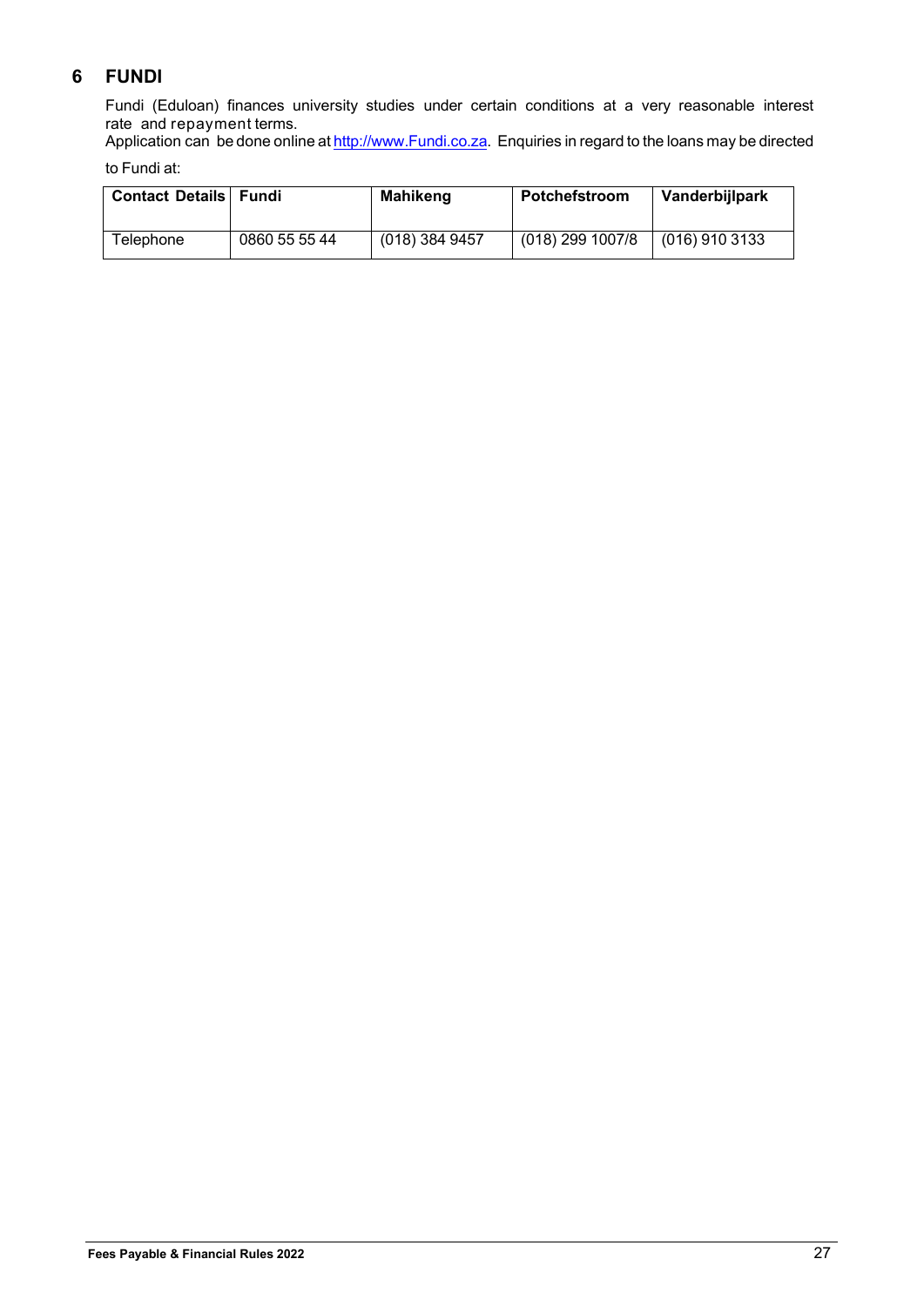## 6 FUNDI

Fundi (Eduloan) finances university studies under certain conditions at a very reasonable interest rate and repayment terms.

Application can be done online at [http://www.Fundi.co.za](http://www.Fundi.co.za). Enquiries in regard to the loans may be directed to Fundi at:

| Contact Details | Fundi | Mahikeng | Potchefstroom | Vanderbijlpark |
|---|---|---|---|---|
| Telephone | 0860 55 55 44 | (018) 384 9457 | (018) 299 1007/8 | (016) 910 3133 |